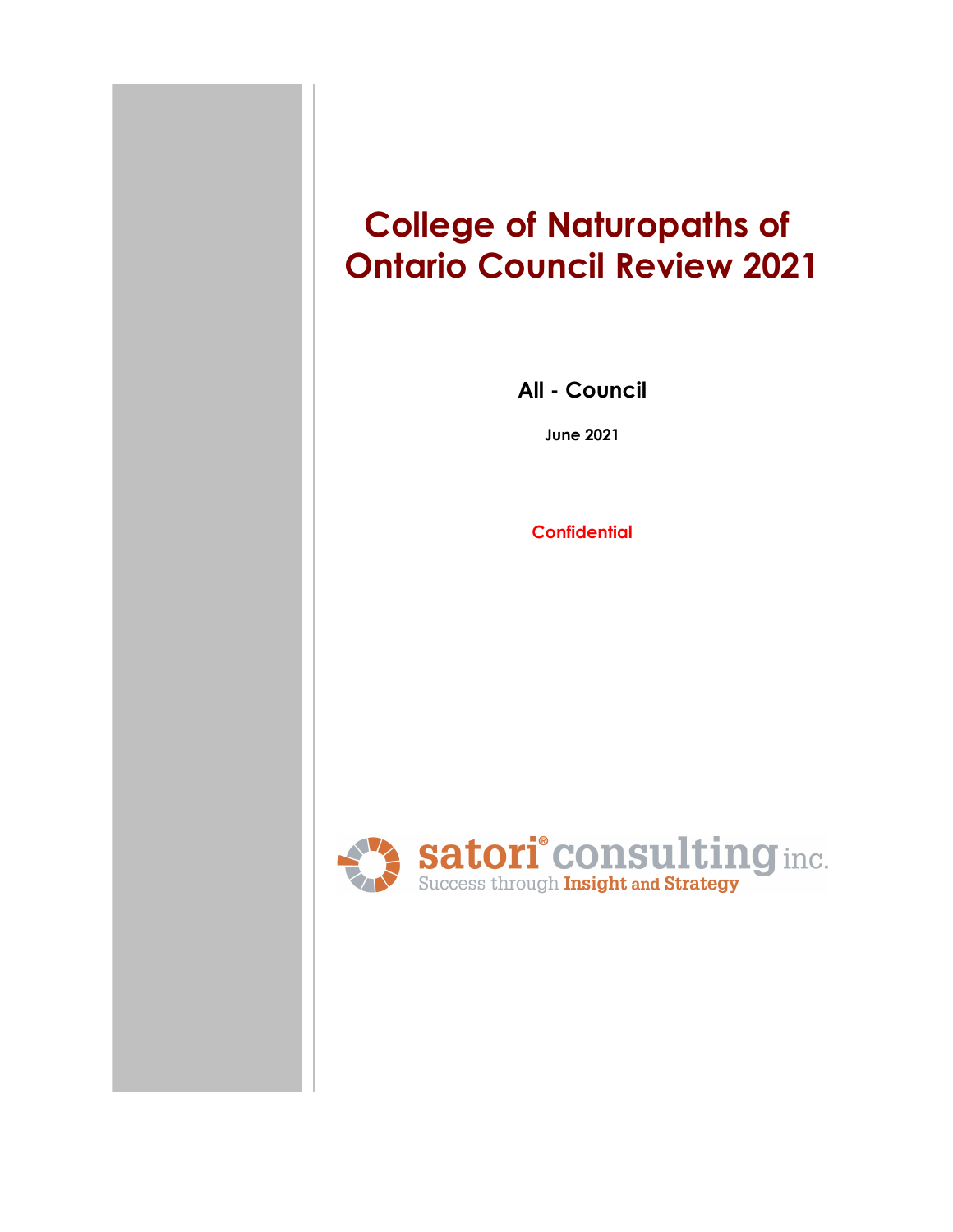# College of Naturopaths of Ontario Council Review 2021

**All - Council**

**June 2021**

**Confidential**

satori® consulting inc.
Success through Insight and Strategy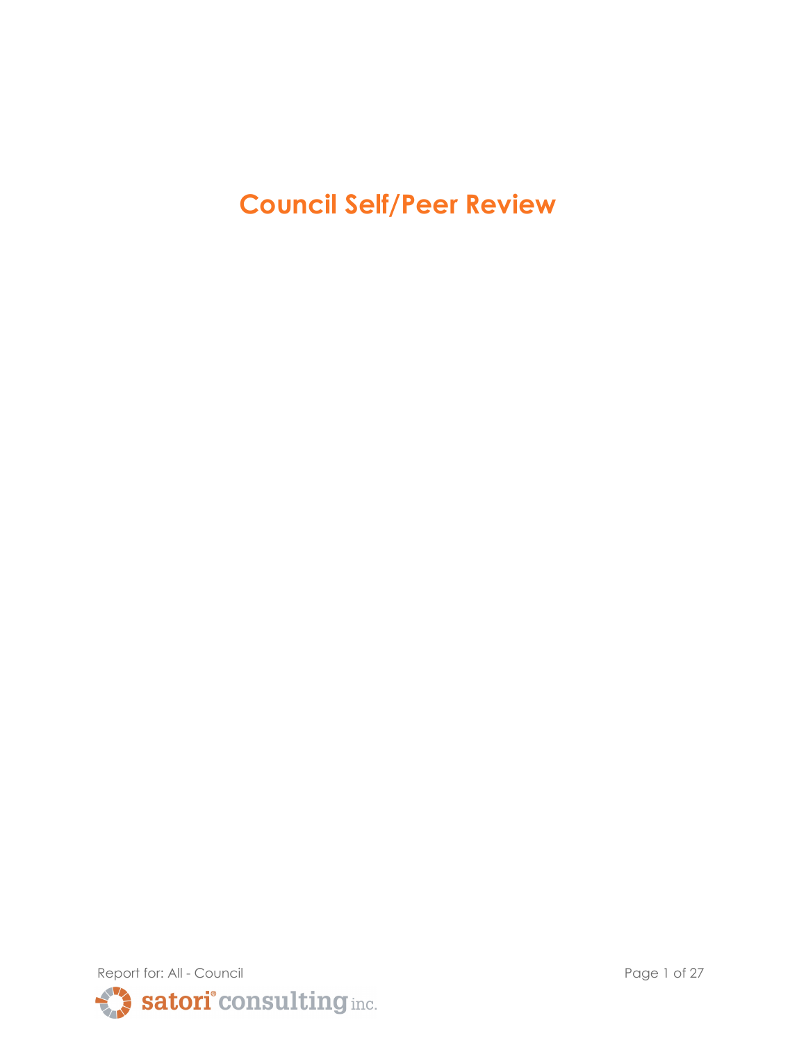# Council Self/Peer Review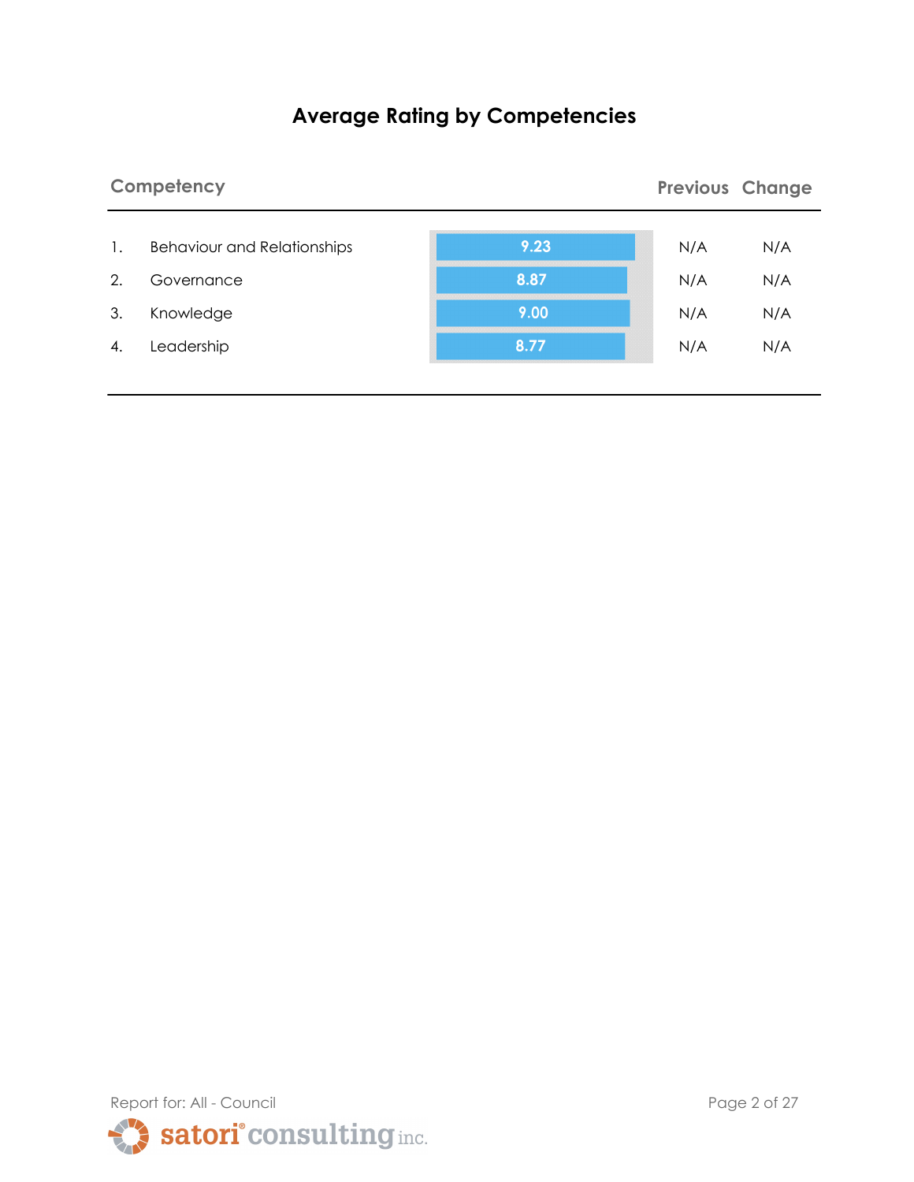# Average Rating by Competencies

| Competency | | Rating | Previous | Change |
|---|---|---|---|---|
| 1. | Behaviour and Relationships | 9.23 | N/A | N/A |
| 2. | Governance | 8.87 | N/A | N/A |
| 3. | Knowledge | 9.00 | N/A | N/A |
| 4. | Leadership | 8.77 | N/A | N/A |

Report for: All - Council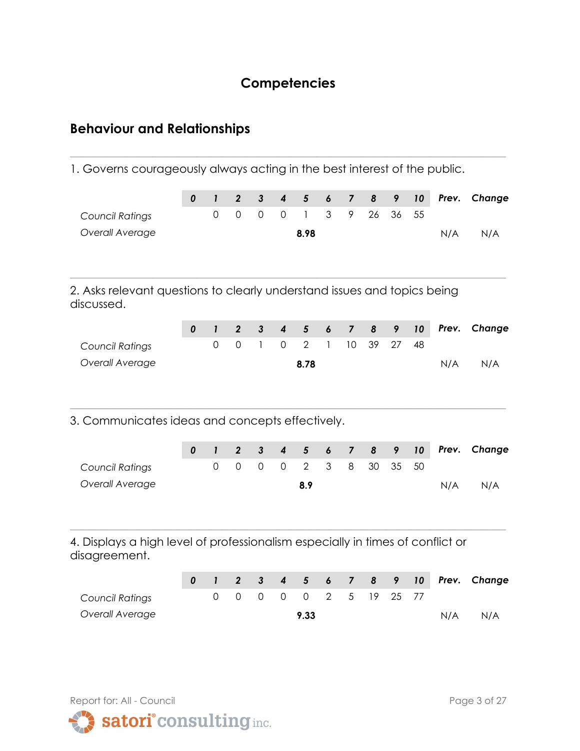## Competencies

### Behaviour and Relationships

1. Governs courageously always acting in the best interest of the public.

| | 0 | 1 | 2 | 3 | 4 | 5 | 6 | 7 | 8 | 9 | 10 | Prev. | Change |
|---|---|---|---|---|---|---|---|---|---|---|---|---|---|
| *Council Ratings* | | 0 | 0 | 0 | 0 | 1 | 3 | 9 | 26 | 36 | 55 | | |
| *Overall Average* | | | | | | **8.98** | | | | | | N/A | N/A |

2. Asks relevant questions to clearly understand issues and topics being discussed.

| | 0 | 1 | 2 | 3 | 4 | 5 | 6 | 7 | 8 | 9 | 10 | Prev. | Change |
|---|---|---|---|---|---|---|---|---|---|---|---|---|---|
| *Council Ratings* | | 0 | 0 | 1 | 0 | 2 | 1 | 10 | 39 | 27 | 48 | | |
| *Overall Average* | | | | | | **8.78** | | | | | | N/A | N/A |

3. Communicates ideas and concepts effectively.

| | 0 | 1 | 2 | 3 | 4 | 5 | 6 | 7 | 8 | 9 | 10 | Prev. | Change |
|---|---|---|---|---|---|---|---|---|---|---|---|---|---|
| *Council Ratings* | | 0 | 0 | 0 | 0 | 2 | 3 | 8 | 30 | 35 | 50 | | |
| *Overall Average* | | | | | | **8.9** | | | | | | N/A | N/A |

4. Displays a high level of professionalism especially in times of conflict or disagreement.

| | 0 | 1 | 2 | 3 | 4 | 5 | 6 | 7 | 8 | 9 | 10 | Prev. | Change |
|---|---|---|---|---|---|---|---|---|---|---|---|---|---|
| *Council Ratings* | | 0 | 0 | 0 | 0 | 0 | 2 | 5 | 19 | 25 | 77 | | |
| *Overall Average* | | | | | | **9.33** | | | | | | N/A | N/A |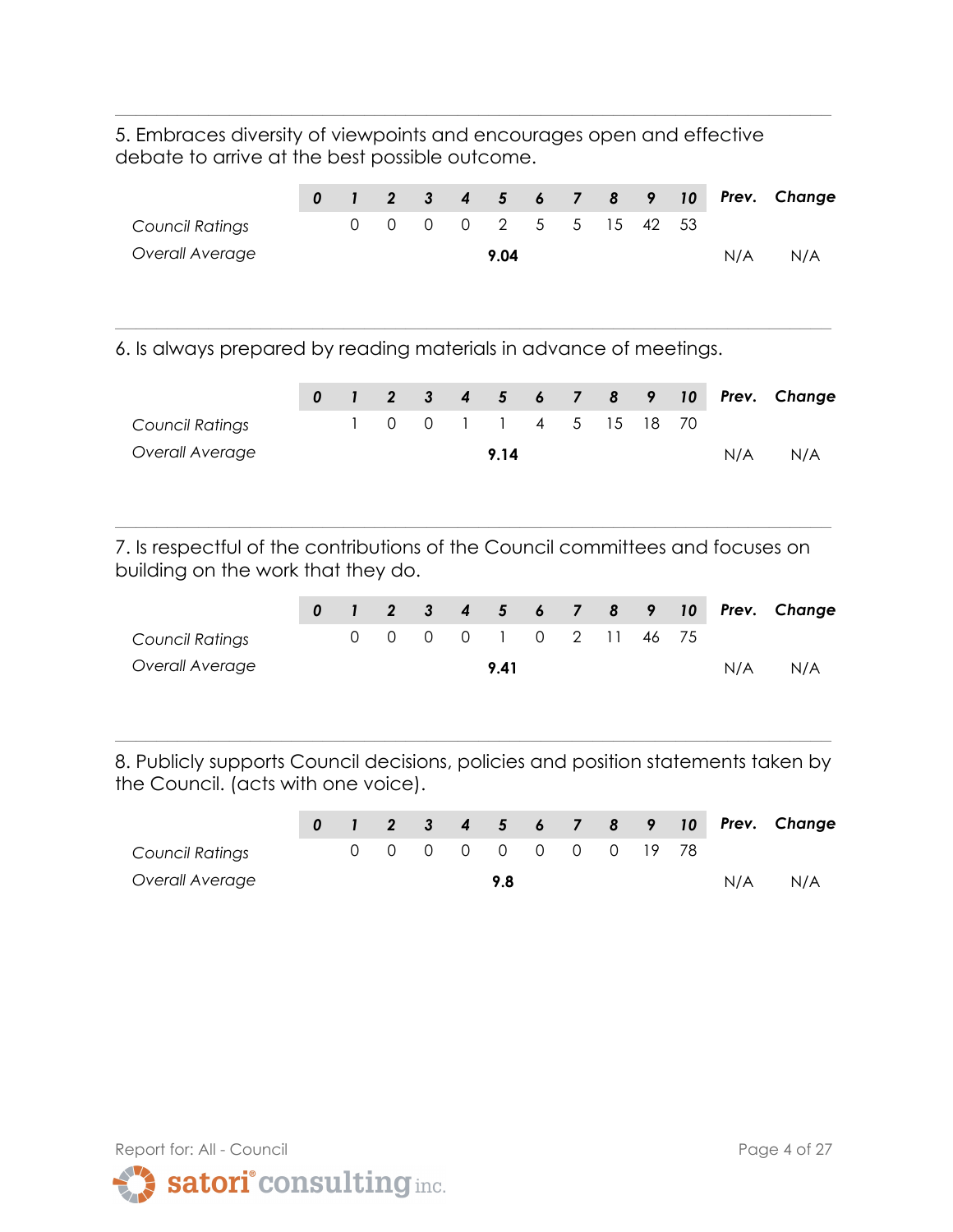5. Embraces diversity of viewpoints and encourages open and effective debate to arrive at the best possible outcome.

| | *0* | *1* | *2* | *3* | *4* | *5* | *6* | *7* | *8* | *9* | *10* | *Prev.* | *Change* |
|---|---|---|---|---|---|---|---|---|---|---|---|---|---|
| *Council Ratings* | | 0 | 0 | 0 | 0 | 2 | 5 | 5 | 15 | 42 | 53 | | |
| *Overall Average* | | | | | | **9.04** | | | | | | N/A | N/A |

6. Is always prepared by reading materials in advance of meetings.

| | *0* | *1* | *2* | *3* | *4* | *5* | *6* | *7* | *8* | *9* | *10* | *Prev.* | *Change* |
|---|---|---|---|---|---|---|---|---|---|---|---|---|---|
| *Council Ratings* | | 1 | 0 | 0 | 1 | 1 | 4 | 5 | 15 | 18 | 70 | | |
| *Overall Average* | | | | | | **9.14** | | | | | | N/A | N/A |

7. Is respectful of the contributions of the Council committees and focuses on building on the work that they do.

| | *0* | *1* | *2* | *3* | *4* | *5* | *6* | *7* | *8* | *9* | *10* | *Prev.* | *Change* |
|---|---|---|---|---|---|---|---|---|---|---|---|---|---|
| *Council Ratings* | | 0 | 0 | 0 | 0 | 1 | 0 | 2 | 11 | 46 | 75 | | |
| *Overall Average* | | | | | | **9.41** | | | | | | N/A | N/A |

8. Publicly supports Council decisions, policies and position statements taken by the Council. (acts with one voice).

| | *0* | *1* | *2* | *3* | *4* | *5* | *6* | *7* | *8* | *9* | *10* | *Prev.* | *Change* |
|---|---|---|---|---|---|---|---|---|---|---|---|---|---|
| *Council Ratings* | | 0 | 0 | 0 | 0 | 0 | 0 | 0 | 0 | 19 | 78 | | |
| *Overall Average* | | | | | | **9.8** | | | | | | N/A | N/A |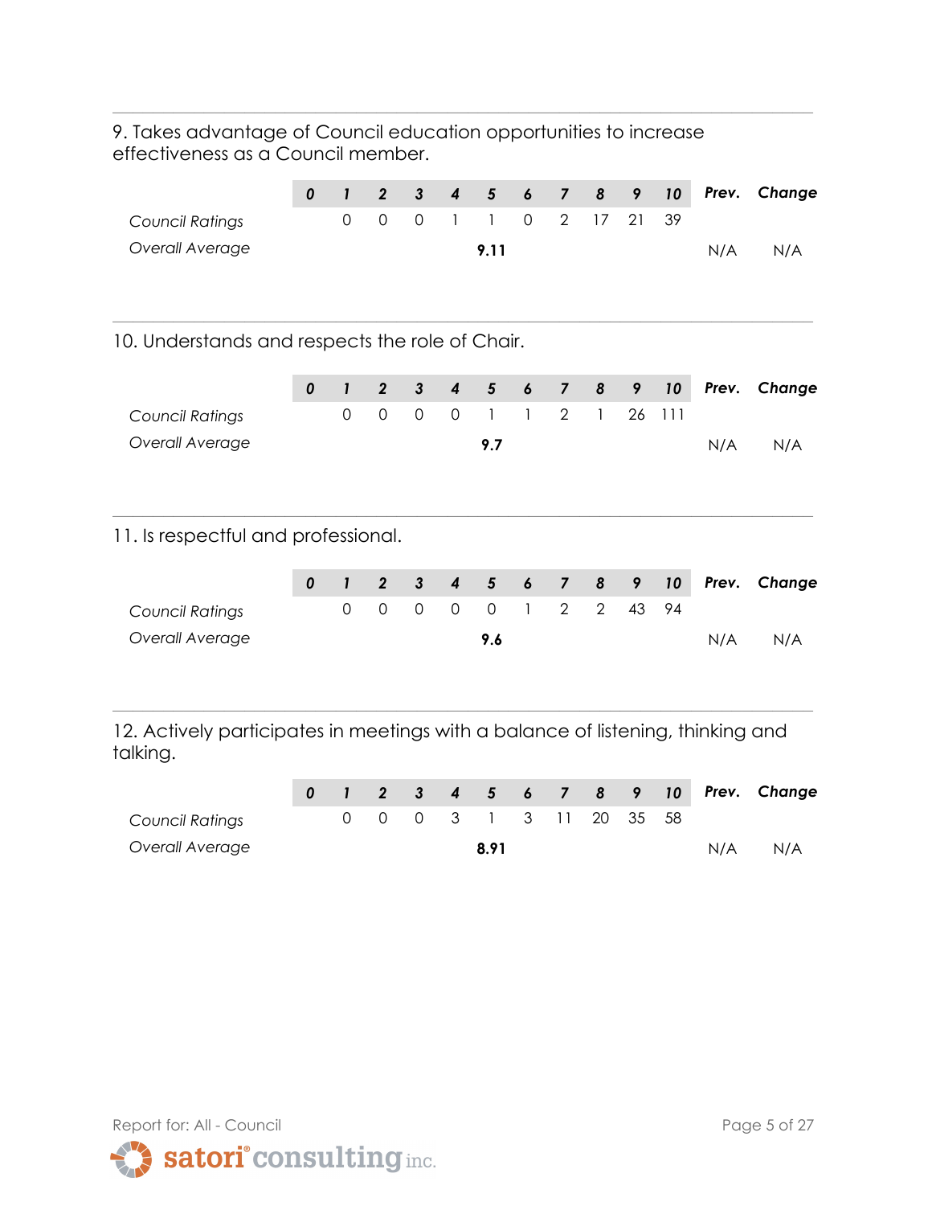9. Takes advantage of Council education opportunities to increase effectiveness as a Council member.

| | 0 | 1 | 2 | 3 | 4 | 5 | 6 | 7 | 8 | 9 | 10 | Prev. | Change |
|---|---|---|---|---|---|---|---|---|---|---|---|---|---|
| *Council Ratings* | | 0 | 0 | 0 | 1 | 1 | 0 | 2 | 17 | 21 | 39 | | |
| *Overall Average* | | | | | | **9.11** | | | | | | N/A | N/A |

10. Understands and respects the role of Chair.

| | 0 | 1 | 2 | 3 | 4 | 5 | 6 | 7 | 8 | 9 | 10 | Prev. | Change |
|---|---|---|---|---|---|---|---|---|---|---|---|---|---|
| *Council Ratings* | | 0 | 0 | 0 | 0 | 1 | 1 | 2 | 1 | 26 | 111 | | |
| *Overall Average* | | | | | | **9.7** | | | | | | N/A | N/A |

11. Is respectful and professional.

| | 0 | 1 | 2 | 3 | 4 | 5 | 6 | 7 | 8 | 9 | 10 | Prev. | Change |
|---|---|---|---|---|---|---|---|---|---|---|---|---|---|
| *Council Ratings* | | 0 | 0 | 0 | 0 | 0 | 1 | 2 | 2 | 43 | 94 | | |
| *Overall Average* | | | | | | **9.6** | | | | | | N/A | N/A |

12. Actively participates in meetings with a balance of listening, thinking and talking.

| | 0 | 1 | 2 | 3 | 4 | 5 | 6 | 7 | 8 | 9 | 10 | Prev. | Change |
|---|---|---|---|---|---|---|---|---|---|---|---|---|---|
| *Council Ratings* | | 0 | 0 | 0 | 3 | 1 | 3 | 11 | 20 | 35 | 58 | | |
| *Overall Average* | | | | | | **8.91** | | | | | | N/A | N/A |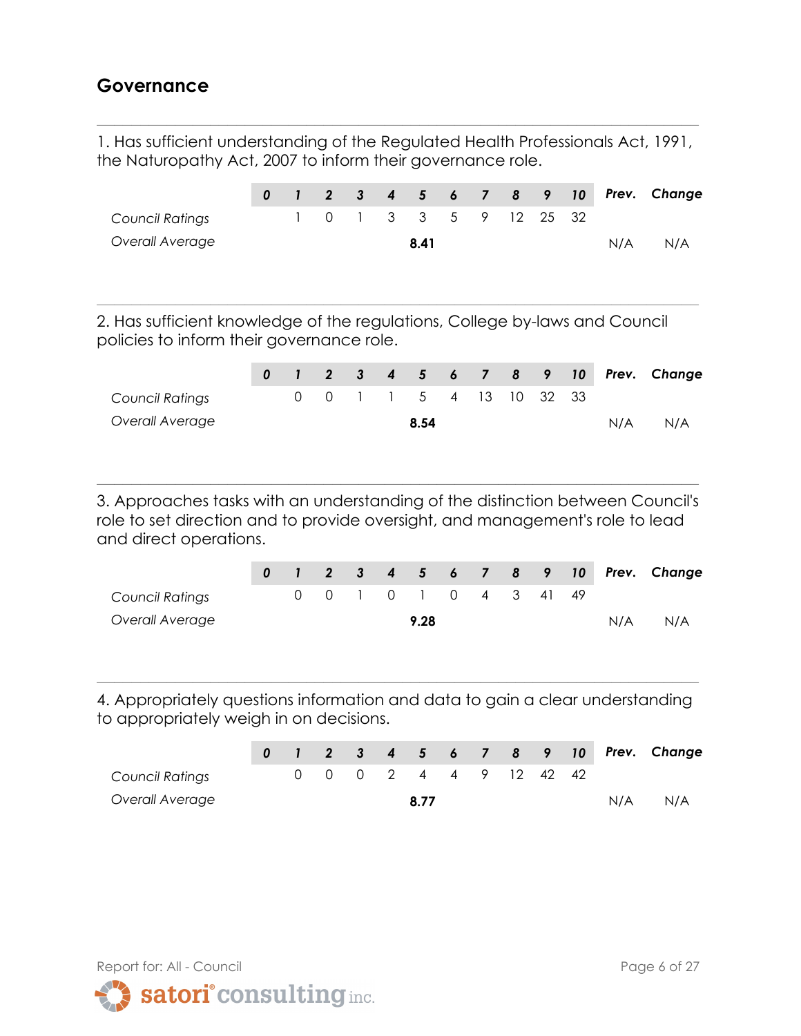## Governance

1. Has sufficient understanding of the Regulated Health Professionals Act, 1991, the Naturopathy Act, 2007 to inform their governance role.

| | 0 | 1 | 2 | 3 | 4 | 5 | 6 | 7 | 8 | 9 | 10 | Prev. | Change |
|---|---|---|---|---|---|---|---|---|---|---|---|---|---|
| *Council Ratings* | | 1 | 0 | 1 | 3 | 3 | 5 | 9 | 12 | 25 | 32 | | |
| *Overall Average* | | | | | | **8.41** | | | | | | N/A | N/A |

2. Has sufficient knowledge of the regulations, College by-laws and Council policies to inform their governance role.

| | 0 | 1 | 2 | 3 | 4 | 5 | 6 | 7 | 8 | 9 | 10 | Prev. | Change |
|---|---|---|---|---|---|---|---|---|---|---|---|---|---|
| *Council Ratings* | | 0 | 0 | 1 | 1 | 5 | 4 | 13 | 10 | 32 | 33 | | |
| *Overall Average* | | | | | | **8.54** | | | | | | N/A | N/A |

3. Approaches tasks with an understanding of the distinction between Council's role to set direction and to provide oversight, and management's role to lead and direct operations.

| | 0 | 1 | 2 | 3 | 4 | 5 | 6 | 7 | 8 | 9 | 10 | Prev. | Change |
|---|---|---|---|---|---|---|---|---|---|---|---|---|---|
| *Council Ratings* | | 0 | 0 | 1 | 0 | 1 | 0 | 4 | 3 | 41 | 49 | | |
| *Overall Average* | | | | | | **9.28** | | | | | | N/A | N/A |

4. Appropriately questions information and data to gain a clear understanding to appropriately weigh in on decisions.

| | 0 | 1 | 2 | 3 | 4 | 5 | 6 | 7 | 8 | 9 | 10 | Prev. | Change |
|---|---|---|---|---|---|---|---|---|---|---|---|---|---|
| *Council Ratings* | | 0 | 0 | 0 | 2 | 4 | 4 | 9 | 12 | 42 | 42 | | |
| *Overall Average* | | | | | | **8.77** | | | | | | N/A | N/A |

Report for: All - Council

satori® consulting inc.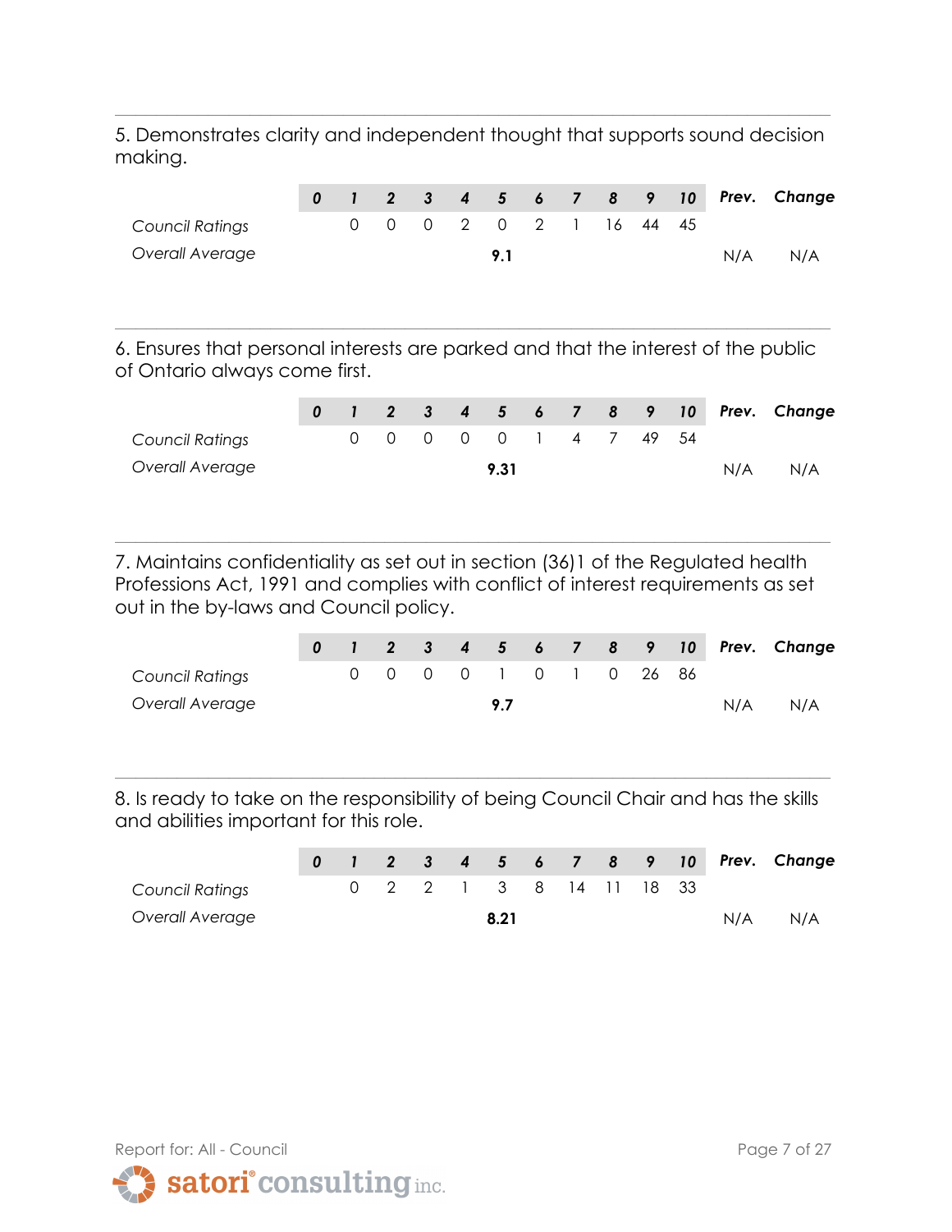5. Demonstrates clarity and independent thought that supports sound decision making.

| | 0 | 1 | 2 | 3 | 4 | 5 | 6 | 7 | 8 | 9 | 10 | Prev. | Change |
|---|---|---|---|---|---|---|---|---|---|---|---|---|---|
| *Council Ratings* | | 0 | 0 | 0 | 2 | 0 | 2 | 1 | 16 | 44 | 45 | | |
| *Overall Average* | | | | | | **9.1** | | | | | | N/A | N/A |

6. Ensures that personal interests are parked and that the interest of the public of Ontario always come first.

| | 0 | 1 | 2 | 3 | 4 | 5 | 6 | 7 | 8 | 9 | 10 | Prev. | Change |
|---|---|---|---|---|---|---|---|---|---|---|---|---|---|
| *Council Ratings* | | 0 | 0 | 0 | 0 | 0 | 1 | 4 | 7 | 49 | 54 | | |
| *Overall Average* | | | | | | **9.31** | | | | | | N/A | N/A |

7. Maintains confidentiality as set out in section (36)1 of the Regulated health Professions Act, 1991 and complies with conflict of interest requirements as set out in the by-laws and Council policy.

| | 0 | 1 | 2 | 3 | 4 | 5 | 6 | 7 | 8 | 9 | 10 | Prev. | Change |
|---|---|---|---|---|---|---|---|---|---|---|---|---|---|
| *Council Ratings* | | 0 | 0 | 0 | 0 | 1 | 0 | 1 | 0 | 26 | 86 | | |
| *Overall Average* | | | | | | **9.7** | | | | | | N/A | N/A |

8. Is ready to take on the responsibility of being Council Chair and has the skills and abilities important for this role.

| | 0 | 1 | 2 | 3 | 4 | 5 | 6 | 7 | 8 | 9 | 10 | Prev. | Change |
|---|---|---|---|---|---|---|---|---|---|---|---|---|---|
| *Council Ratings* | | 0 | 2 | 2 | 1 | 3 | 8 | 14 | 11 | 18 | 33 | | |
| *Overall Average* | | | | | | **8.21** | | | | | | N/A | N/A |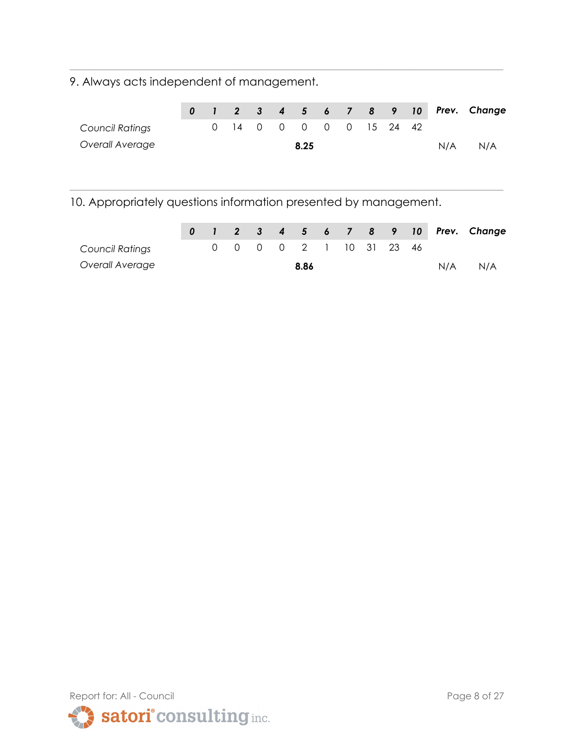9. Always acts independent of management.

| | 0 | 1 | 2 | 3 | 4 | 5 | 6 | 7 | 8 | 9 | 10 | Prev. | Change |
|---|---|---|---|---|---|---|---|---|---|---|---|---|---|
| *Council Ratings* | | 0 | 14 | 0 | 0 | 0 | 0 | 0 | 15 | 24 | 42 | | |
| *Overall Average* | | | | | | **8.25** | | | | | | N/A | N/A |

10. Appropriately questions information presented by management.

| | 0 | 1 | 2 | 3 | 4 | 5 | 6 | 7 | 8 | 9 | 10 | Prev. | Change |
|---|---|---|---|---|---|---|---|---|---|---|---|---|---|
| *Council Ratings* | | 0 | 0 | 0 | 0 | 2 | 1 | 10 | 31 | 23 | 46 | | |
| *Overall Average* | | | | | | **8.86** | | | | | | N/A | N/A |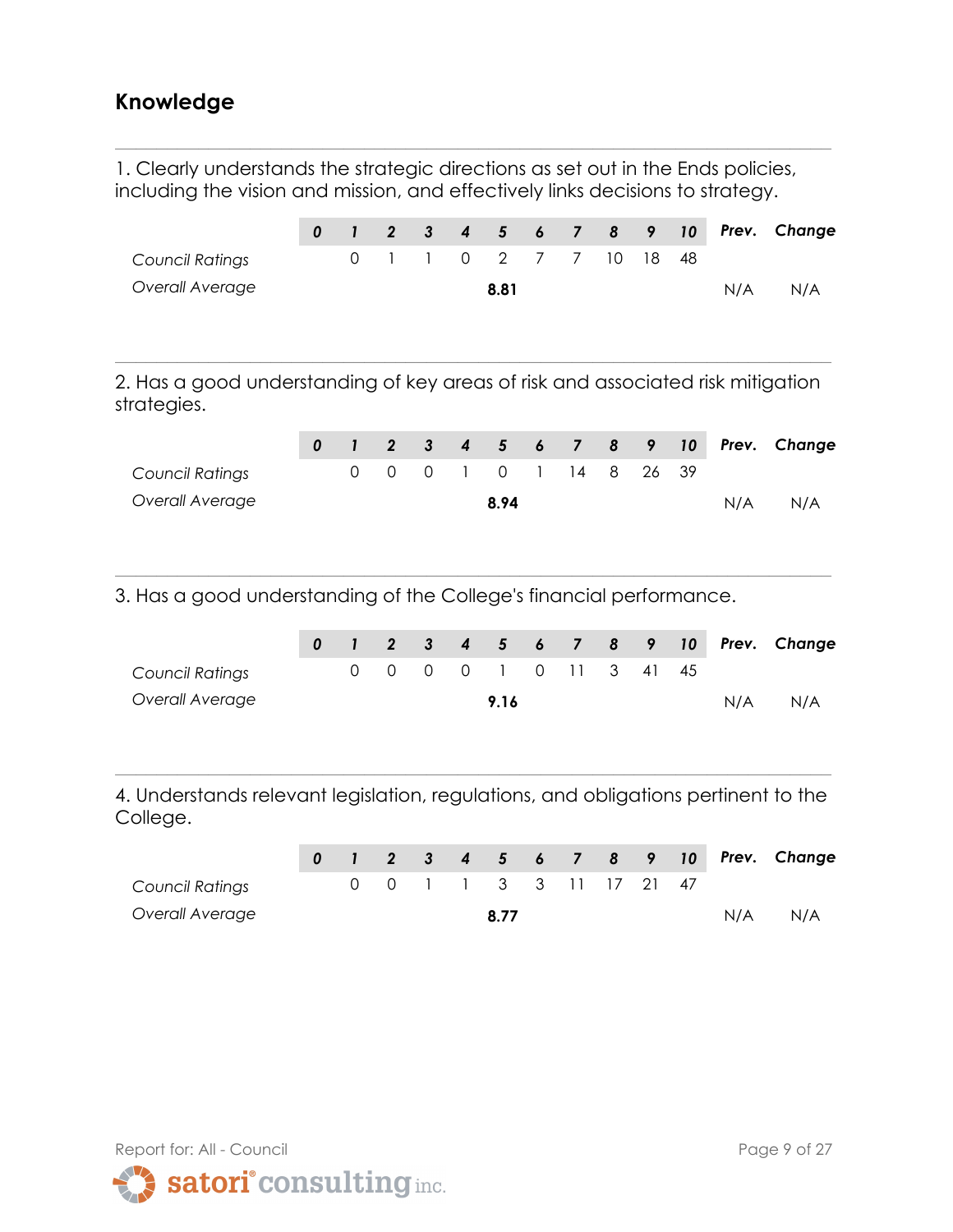## Knowledge

1. Clearly understands the strategic directions as set out in the Ends policies, including the vision and mission, and effectively links decisions to strategy.

| | *0* | *1* | *2* | *3* | *4* | *5* | *6* | *7* | *8* | *9* | *10* | *Prev.* | *Change* |
|---|---|---|---|---|---|---|---|---|---|---|---|---|---|
| *Council Ratings* | | 0 | 1 | 1 | 0 | 2 | 7 | 7 | 10 | 18 | 48 | | |
| *Overall Average* | | | | | | **8.81** | | | | | | N/A | N/A |

2. Has a good understanding of key areas of risk and associated risk mitigation strategies.

| | *0* | *1* | *2* | *3* | *4* | *5* | *6* | *7* | *8* | *9* | *10* | *Prev.* | *Change* |
|---|---|---|---|---|---|---|---|---|---|---|---|---|---|
| *Council Ratings* | | 0 | 0 | 0 | 1 | 0 | 1 | 14 | 8 | 26 | 39 | | |
| *Overall Average* | | | | | | **8.94** | | | | | | N/A | N/A |

3. Has a good understanding of the College's financial performance.

| | *0* | *1* | *2* | *3* | *4* | *5* | *6* | *7* | *8* | *9* | *10* | *Prev.* | *Change* |
|---|---|---|---|---|---|---|---|---|---|---|---|---|---|
| *Council Ratings* | | 0 | 0 | 0 | 0 | 1 | 0 | 11 | 3 | 41 | 45 | | |
| *Overall Average* | | | | | | **9.16** | | | | | | N/A | N/A |

4. Understands relevant legislation, regulations, and obligations pertinent to the College.

| | *0* | *1* | *2* | *3* | *4* | *5* | *6* | *7* | *8* | *9* | *10* | *Prev.* | *Change* |
|---|---|---|---|---|---|---|---|---|---|---|---|---|---|
| *Council Ratings* | | 0 | 0 | 1 | 1 | 3 | 3 | 11 | 17 | 21 | 47 | | |
| *Overall Average* | | | | | | **8.77** | | | | | | N/A | N/A |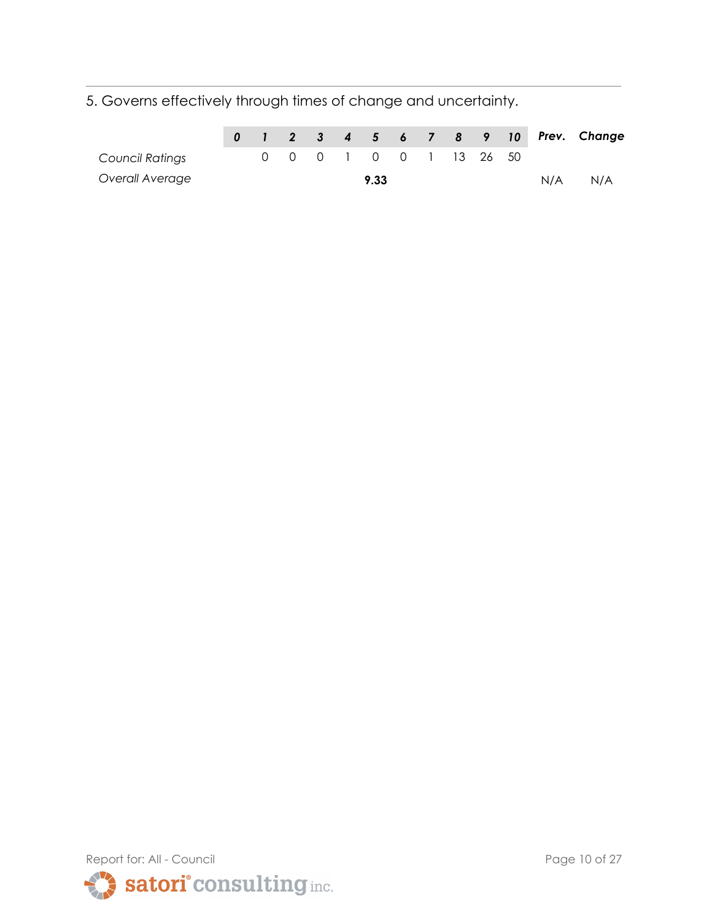5. Governs effectively through times of change and uncertainty.

| | ***0*** | ***1*** | ***2*** | ***3*** | ***4*** | ***5*** | ***6*** | ***7*** | ***8*** | ***9*** | ***10*** | ***Prev.*** | ***Change*** |
|---|---|---|---|---|---|---|---|---|---|---|---|---|---|
| *Council Ratings* | | 0 | 0 | 0 | 1 | 0 | 0 | 1 | 13 | 26 | 50 | | |
| *Overall Average* | | | | | | **9.33** | | | | | | N/A | N/A |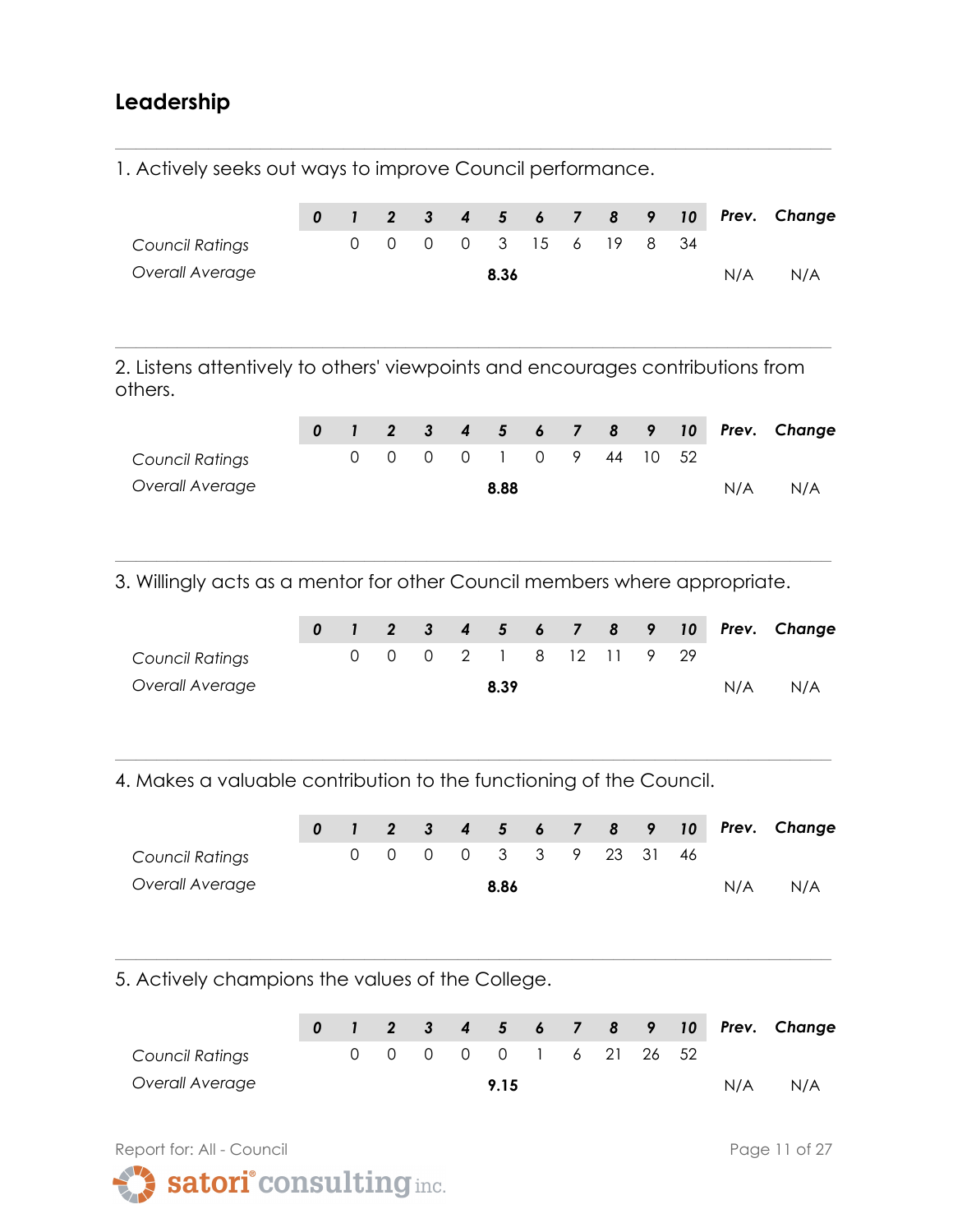## Leadership

1. Actively seeks out ways to improve Council performance.

| | 0 | 1 | 2 | 3 | 4 | 5 | 6 | 7 | 8 | 9 | 10 | Prev. | Change |
|---|---|---|---|---|---|---|---|---|---|---|---|---|---|
| *Council Ratings* | | 0 | 0 | 0 | 0 | 3 | 15 | 6 | 19 | 8 | 34 | | |
| *Overall Average* | | | | | | **8.36** | | | | | | N/A | N/A |

2. Listens attentively to others' viewpoints and encourages contributions from others.

| | 0 | 1 | 2 | 3 | 4 | 5 | 6 | 7 | 8 | 9 | 10 | Prev. | Change |
|---|---|---|---|---|---|---|---|---|---|---|---|---|---|
| *Council Ratings* | | 0 | 0 | 0 | 0 | 1 | 0 | 9 | 44 | 10 | 52 | | |
| *Overall Average* | | | | | | **8.88** | | | | | | N/A | N/A |

3. Willingly acts as a mentor for other Council members where appropriate.

| | 0 | 1 | 2 | 3 | 4 | 5 | 6 | 7 | 8 | 9 | 10 | Prev. | Change |
|---|---|---|---|---|---|---|---|---|---|---|---|---|---|
| *Council Ratings* | | 0 | 0 | 0 | 2 | 1 | 8 | 12 | 11 | 9 | 29 | | |
| *Overall Average* | | | | | | **8.39** | | | | | | N/A | N/A |

4. Makes a valuable contribution to the functioning of the Council.

| | 0 | 1 | 2 | 3 | 4 | 5 | 6 | 7 | 8 | 9 | 10 | Prev. | Change |
|---|---|---|---|---|---|---|---|---|---|---|---|---|---|
| *Council Ratings* | | 0 | 0 | 0 | 0 | 3 | 3 | 9 | 23 | 31 | 46 | | |
| *Overall Average* | | | | | | **8.86** | | | | | | N/A | N/A |

5. Actively champions the values of the College.

| | 0 | 1 | 2 | 3 | 4 | 5 | 6 | 7 | 8 | 9 | 10 | Prev. | Change |
|---|---|---|---|---|---|---|---|---|---|---|---|---|---|
| *Council Ratings* | | 0 | 0 | 0 | 0 | 0 | 1 | 6 | 21 | 26 | 52 | | |
| *Overall Average* | | | | | | **9.15** | | | | | | N/A | N/A |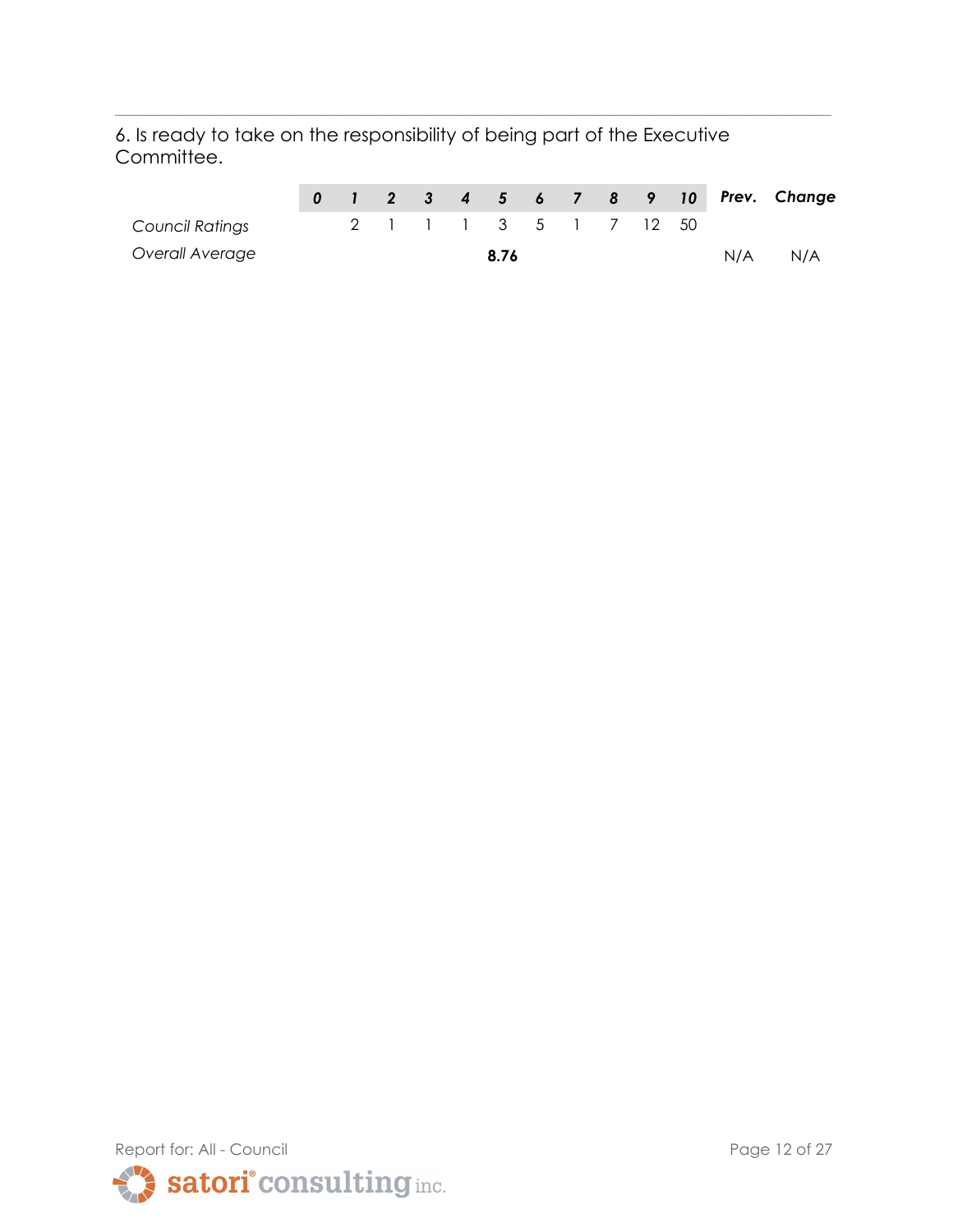6. Is ready to take on the responsibility of being part of the Executive Committee.

| | ***0*** | ***1*** | ***2*** | ***3*** | ***4*** | ***5*** | ***6*** | ***7*** | ***8*** | ***9*** | ***10*** | ***Prev.*** | ***Change*** |
|---|---|---|---|---|---|---|---|---|---|---|---|---|---|
| *Council Ratings* | | 2 | 1 | 1 | 1 | 3 | 5 | 1 | 7 | 12 | 50 | | |
| *Overall Average* | | | | | | **8.76** | | | | | | N/A | N/A |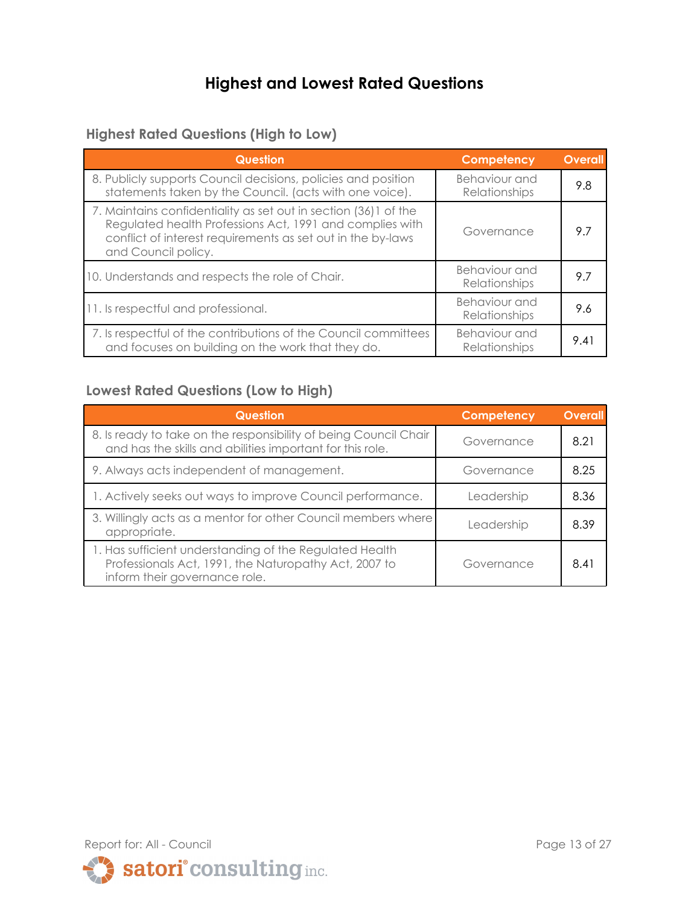# Highest and Lowest Rated Questions

## Highest Rated Questions (High to Low)

| Question | Competency | Overall |
|---|---|---|
| 8. Publicly supports Council decisions, policies and position statements taken by the Council. (acts with one voice). | Behaviour and Relationships | 9.8 |
| 7. Maintains confidentiality as set out in section (36)1 of the Regulated health Professions Act, 1991 and complies with conflict of interest requirements as set out in the by-laws and Council policy. | Governance | 9.7 |
| 10. Understands and respects the role of Chair. | Behaviour and Relationships | 9.7 |
| 11. Is respectful and professional. | Behaviour and Relationships | 9.6 |
| 7. Is respectful of the contributions of the Council committees and focuses on building on the work that they do. | Behaviour and Relationships | 9.41 |

## Lowest Rated Questions (Low to High)

| Question | Competency | Overall |
|---|---|---|
| 8. Is ready to take on the responsibility of being Council Chair and has the skills and abilities important for this role. | Governance | 8.21 |
| 9. Always acts independent of management. | Governance | 8.25 |
| 1. Actively seeks out ways to improve Council performance. | Leadership | 8.36 |
| 3. Willingly acts as a mentor for other Council members where appropriate. | Leadership | 8.39 |
| 1. Has sufficient understanding of the Regulated Health Professionals Act, 1991, the Naturopathy Act, 2007 to inform their governance role. | Governance | 8.41 |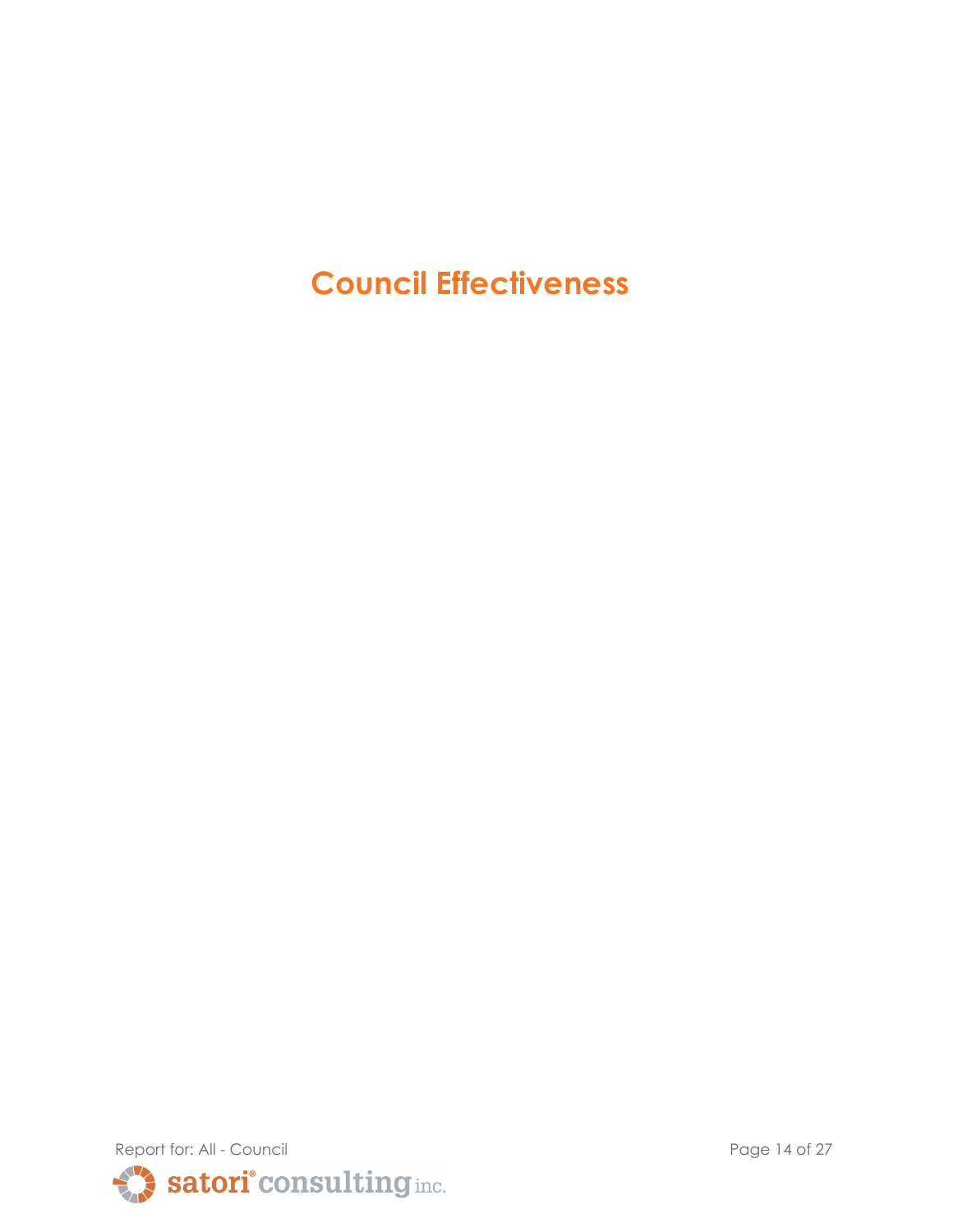# Council Effectiveness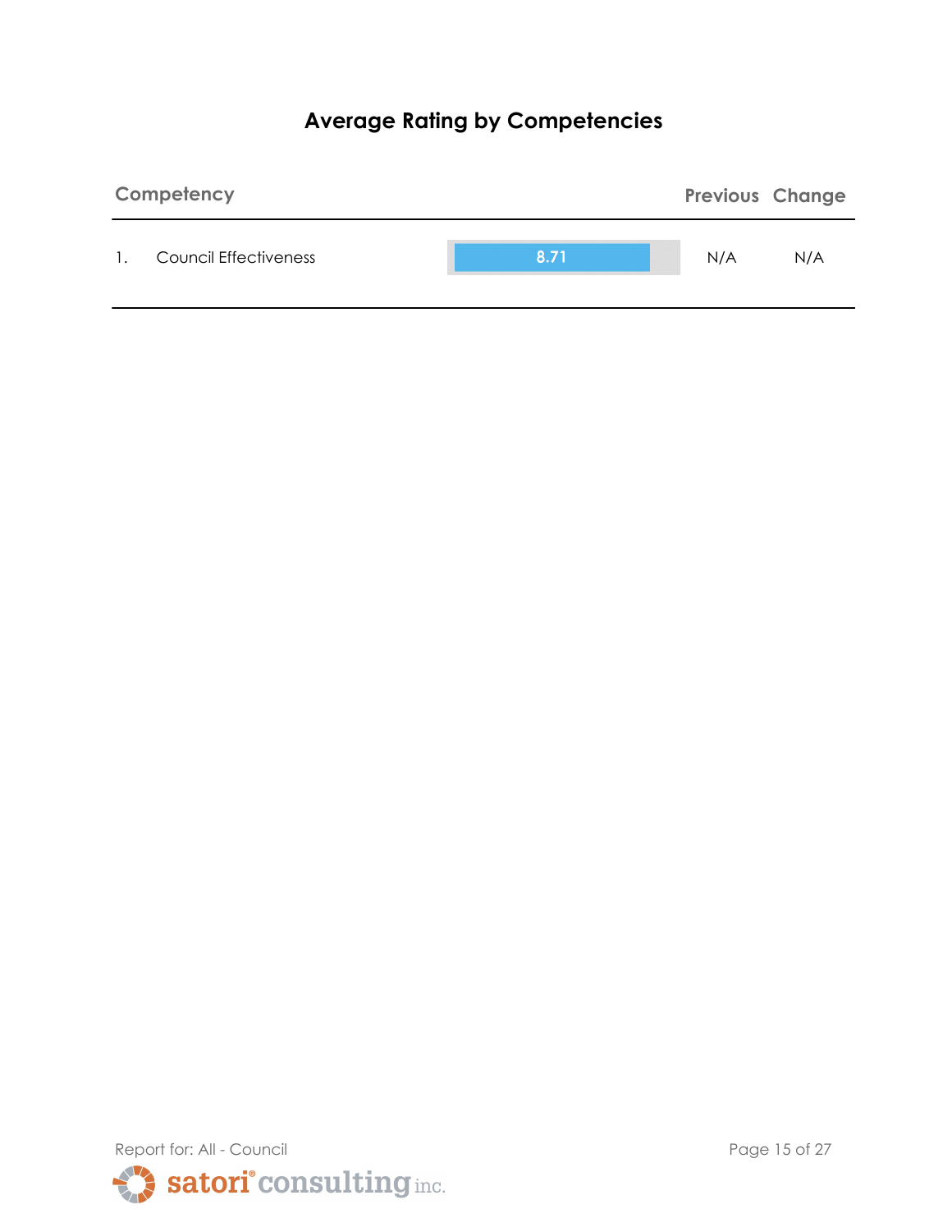# Average Rating by Competencies

| Competency | | | Previous | Change |
|---|---|---|---|---|
| 1. | Council Effectiveness | 8.71 | N/A | N/A |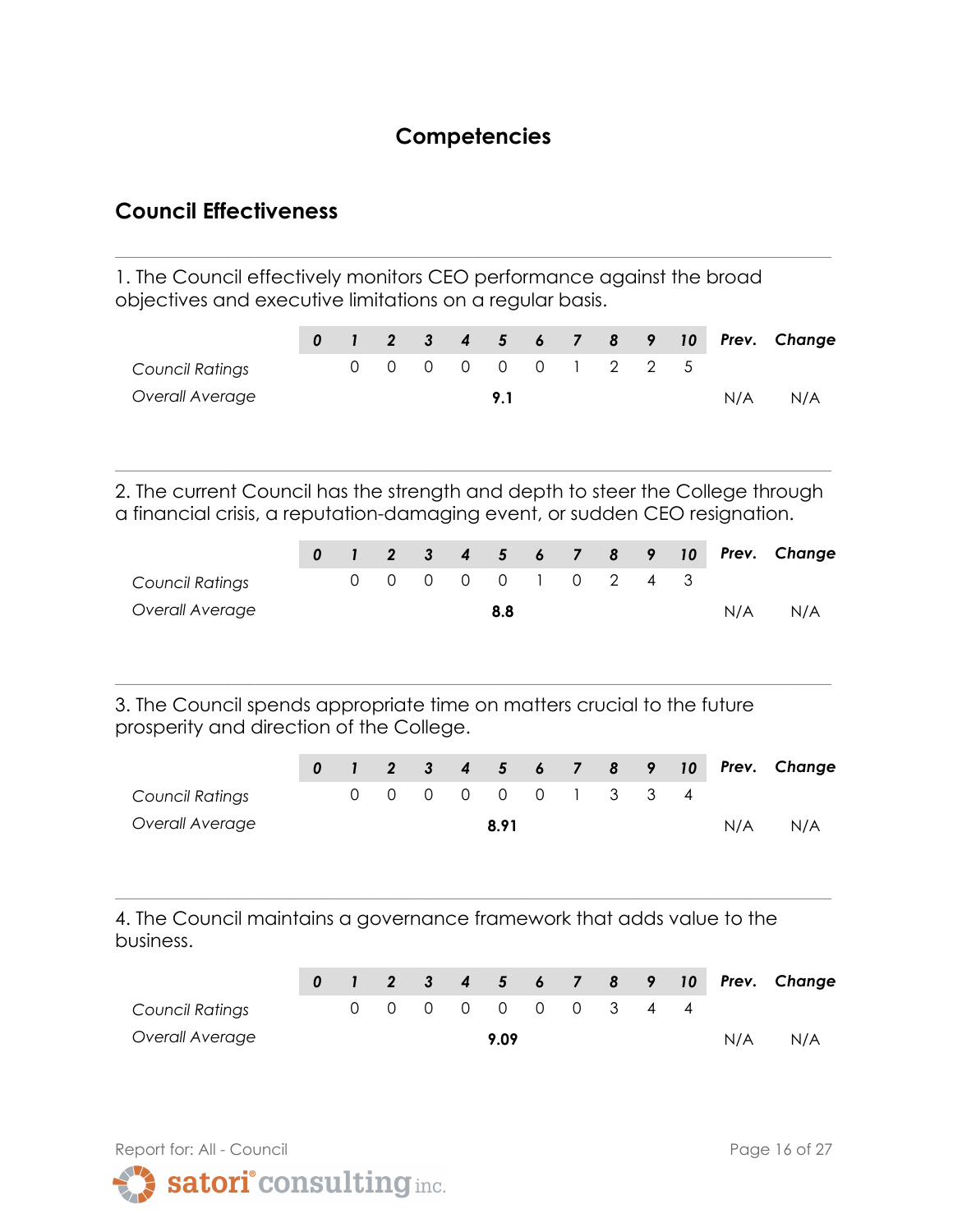# Competencies

## Council Effectiveness

1. The Council effectively monitors CEO performance against the broad objectives and executive limitations on a regular basis.

| | 0 | 1 | 2 | 3 | 4 | 5 | 6 | 7 | 8 | 9 | 10 | Prev. | Change |
|---|---|---|---|---|---|---|---|---|---|---|---|---|---|
| *Council Ratings* | | 0 | 0 | 0 | 0 | 0 | 0 | 1 | 2 | 2 | 5 | | |
| *Overall Average* | | | | | | **9.1** | | | | | | N/A | N/A |

2. The current Council has the strength and depth to steer the College through a financial crisis, a reputation-damaging event, or sudden CEO resignation.

| | 0 | 1 | 2 | 3 | 4 | 5 | 6 | 7 | 8 | 9 | 10 | Prev. | Change |
|---|---|---|---|---|---|---|---|---|---|---|---|---|---|
| *Council Ratings* | | 0 | 0 | 0 | 0 | 0 | 1 | 0 | 2 | 4 | 3 | | |
| *Overall Average* | | | | | | **8.8** | | | | | | N/A | N/A |

3. The Council spends appropriate time on matters crucial to the future prosperity and direction of the College.

| | 0 | 1 | 2 | 3 | 4 | 5 | 6 | 7 | 8 | 9 | 10 | Prev. | Change |
|---|---|---|---|---|---|---|---|---|---|---|---|---|---|
| *Council Ratings* | | 0 | 0 | 0 | 0 | 0 | 0 | 1 | 3 | 3 | 4 | | |
| *Overall Average* | | | | | | **8.91** | | | | | | N/A | N/A |

4. The Council maintains a governance framework that adds value to the business.

| | 0 | 1 | 2 | 3 | 4 | 5 | 6 | 7 | 8 | 9 | 10 | Prev. | Change |
|---|---|---|---|---|---|---|---|---|---|---|---|---|---|
| *Council Ratings* | | 0 | 0 | 0 | 0 | 0 | 0 | 0 | 3 | 4 | 4 | | |
| *Overall Average* | | | | | | **9.09** | | | | | | N/A | N/A |

Report for: All - Council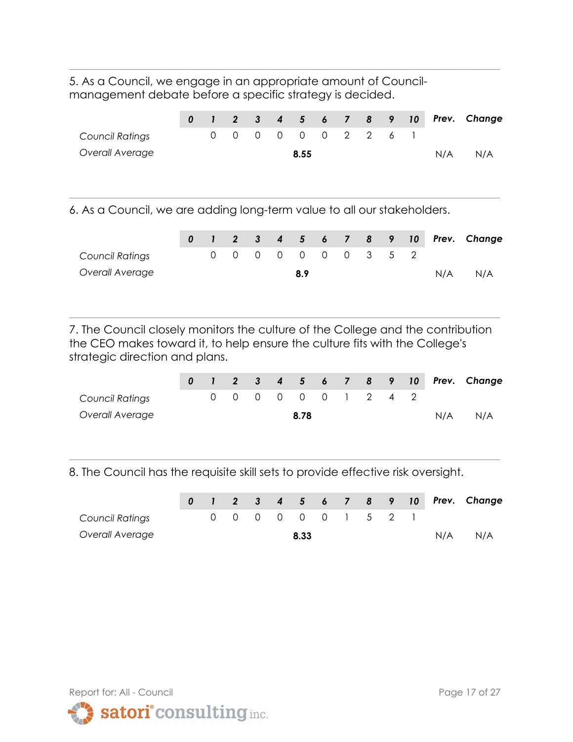5. As a Council, we engage in an appropriate amount of Council-management debate before a specific strategy is decided.

| | 0 | 1 | 2 | 3 | 4 | 5 | 6 | 7 | 8 | 9 | 10 | Prev. | Change |
|---|---|---|---|---|---|---|---|---|---|---|---|---|---|
| *Council Ratings* | | 0 | 0 | 0 | 0 | 0 | 0 | 2 | 2 | 6 | 1 | | |
| *Overall Average* | | | | | | **8.55** | | | | | | N/A | N/A |

6. As a Council, we are adding long-term value to all our stakeholders.

| | 0 | 1 | 2 | 3 | 4 | 5 | 6 | 7 | 8 | 9 | 10 | Prev. | Change |
|---|---|---|---|---|---|---|---|---|---|---|---|---|---|
| *Council Ratings* | | 0 | 0 | 0 | 0 | 0 | 0 | 0 | 3 | 5 | 2 | | |
| *Overall Average* | | | | | | **8.9** | | | | | | N/A | N/A |

7. The Council closely monitors the culture of the College and the contribution the CEO makes toward it, to help ensure the culture fits with the College's strategic direction and plans.

| | 0 | 1 | 2 | 3 | 4 | 5 | 6 | 7 | 8 | 9 | 10 | Prev. | Change |
|---|---|---|---|---|---|---|---|---|---|---|---|---|---|
| *Council Ratings* | | 0 | 0 | 0 | 0 | 0 | 0 | 1 | 2 | 4 | 2 | | |
| *Overall Average* | | | | | | **8.78** | | | | | | N/A | N/A |

8. The Council has the requisite skill sets to provide effective risk oversight.

| | 0 | 1 | 2 | 3 | 4 | 5 | 6 | 7 | 8 | 9 | 10 | Prev. | Change |
|---|---|---|---|---|---|---|---|---|---|---|---|---|---|
| *Council Ratings* | | 0 | 0 | 0 | 0 | 0 | 0 | 1 | 5 | 2 | 1 | | |
| *Overall Average* | | | | | | **8.33** | | | | | | N/A | N/A |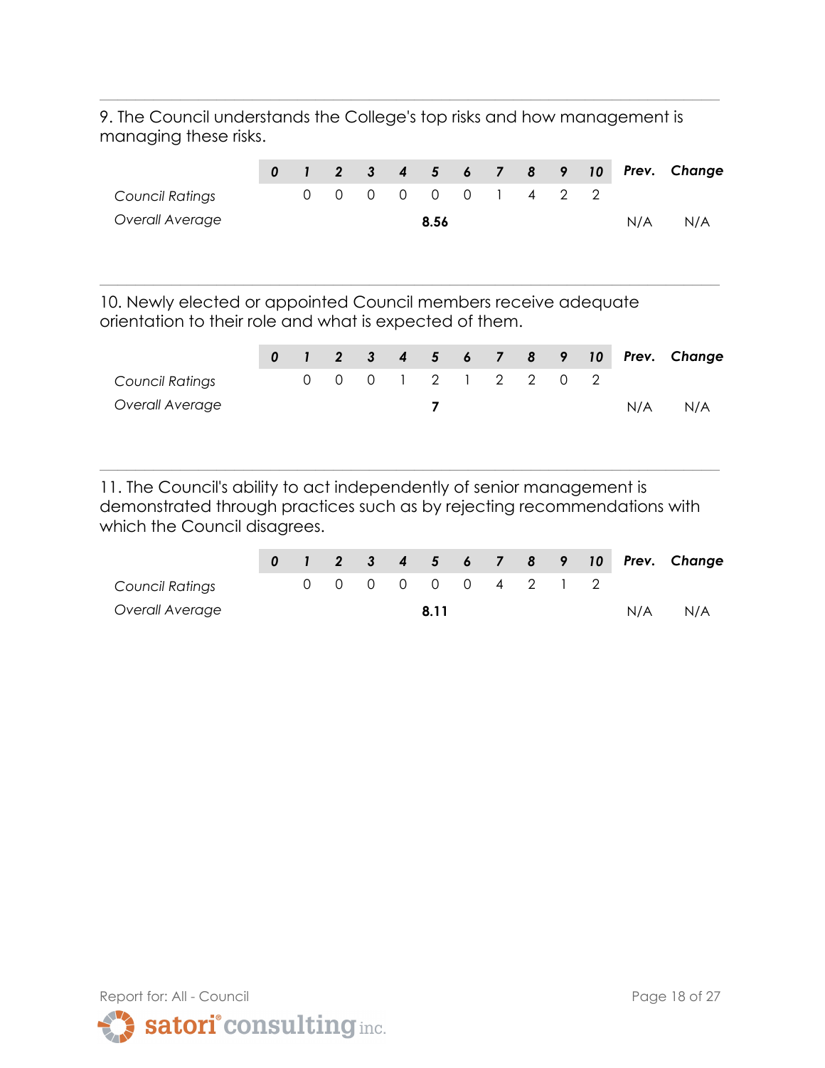9. The Council understands the College's top risks and how management is managing these risks.

| | 0 | 1 | 2 | 3 | 4 | 5 | 6 | 7 | 8 | 9 | 10 | Prev. | Change |
|---|---|---|---|---|---|---|---|---|---|---|---|---|---|
| *Council Ratings* | | 0 | 0 | 0 | 0 | 0 | 0 | 1 | 4 | 2 | 2 | | |
| *Overall Average* | | | | | | **8.56** | | | | | | N/A | N/A |

10. Newly elected or appointed Council members receive adequate orientation to their role and what is expected of them.

| | 0 | 1 | 2 | 3 | 4 | 5 | 6 | 7 | 8 | 9 | 10 | Prev. | Change |
|---|---|---|---|---|---|---|---|---|---|---|---|---|---|
| *Council Ratings* | | 0 | 0 | 0 | 1 | 2 | 1 | 2 | 2 | 0 | 2 | | |
| *Overall Average* | | | | | | **7** | | | | | | N/A | N/A |

11. The Council's ability to act independently of senior management is demonstrated through practices such as by rejecting recommendations with which the Council disagrees.

| | 0 | 1 | 2 | 3 | 4 | 5 | 6 | 7 | 8 | 9 | 10 | Prev. | Change |
|---|---|---|---|---|---|---|---|---|---|---|---|---|---|
| *Council Ratings* | | 0 | 0 | 0 | 0 | 0 | 0 | 4 | 2 | 1 | 2 | | |
| *Overall Average* | | | | | | **8.11** | | | | | | N/A | N/A |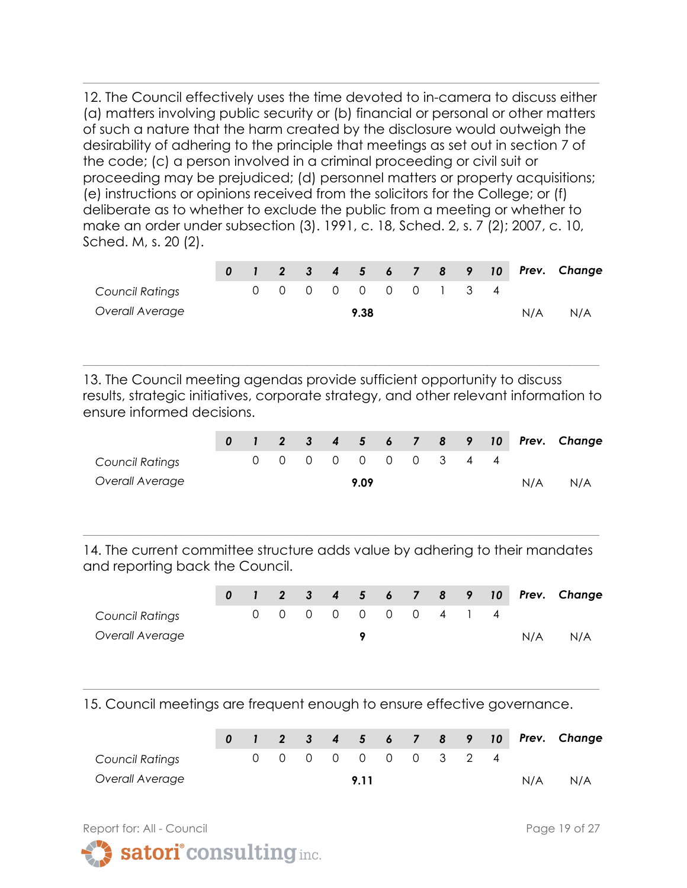12. The Council effectively uses the time devoted to in-camera to discuss either (a) matters involving public security or (b) financial or personal or other matters of such a nature that the harm created by the disclosure would outweigh the desirability of adhering to the principle that meetings as set out in section 7 of the code; (c) a person involved in a criminal proceeding or civil suit or proceeding may be prejudiced; (d) personnel matters or property acquisitions; (e) instructions or opinions received from the solicitors for the College; or (f) deliberate as to whether to exclude the public from a meeting or whether to make an order under subsection (3). 1991, c. 18, Sched. 2, s. 7 (2); 2007, c. 10, Sched. M, s. 20 (2).

| | 0 | 1 | 2 | 3 | 4 | 5 | 6 | 7 | 8 | 9 | 10 | Prev. | Change |
|---|---|---|---|---|---|---|---|---|---|---|---|---|---|
| *Council Ratings* | | 0 | 0 | 0 | 0 | 0 | 0 | 0 | 1 | 3 | 4 | | |
| *Overall Average* | | | | | | **9.38** | | | | | | N/A | N/A |

13. The Council meeting agendas provide sufficient opportunity to discuss results, strategic initiatives, corporate strategy, and other relevant information to ensure informed decisions.

| | 0 | 1 | 2 | 3 | 4 | 5 | 6 | 7 | 8 | 9 | 10 | Prev. | Change |
|---|---|---|---|---|---|---|---|---|---|---|---|---|---|
| *Council Ratings* | | 0 | 0 | 0 | 0 | 0 | 0 | 0 | 3 | 4 | 4 | | |
| *Overall Average* | | | | | | **9.09** | | | | | | N/A | N/A |

14. The current committee structure adds value by adhering to their mandates and reporting back the Council.

| | 0 | 1 | 2 | 3 | 4 | 5 | 6 | 7 | 8 | 9 | 10 | Prev. | Change |
|---|---|---|---|---|---|---|---|---|---|---|---|---|---|
| *Council Ratings* | | 0 | 0 | 0 | 0 | 0 | 0 | 0 | 4 | 1 | 4 | | |
| *Overall Average* | | | | | | **9** | | | | | | N/A | N/A |

15. Council meetings are frequent enough to ensure effective governance.

| | 0 | 1 | 2 | 3 | 4 | 5 | 6 | 7 | 8 | 9 | 10 | Prev. | Change |
|---|---|---|---|---|---|---|---|---|---|---|---|---|---|
| *Council Ratings* | | 0 | 0 | 0 | 0 | 0 | 0 | 0 | 3 | 2 | 4 | | |
| *Overall Average* | | | | | | **9.11** | | | | | | N/A | N/A |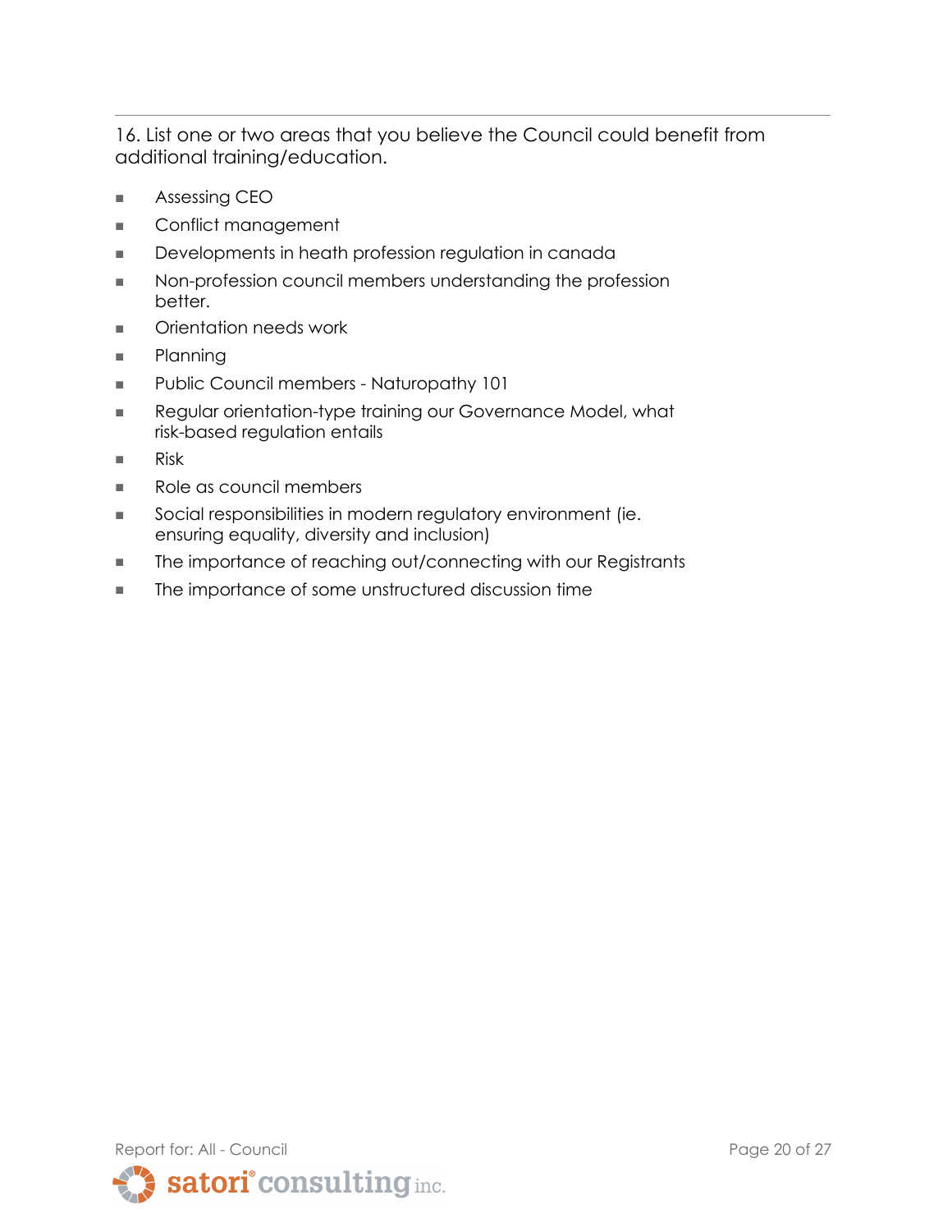16. List one or two areas that you believe the Council could benefit from additional training/education.

- Assessing CEO
- Conflict management
- Developments in heath profession regulation in canada
- Non-profession council members understanding the profession better.
- Orientation needs work
- Planning
- Public Council members - Naturopathy 101
- Regular orientation-type training our Governance Model, what risk-based regulation entails
- Risk
- Role as council members
- Social responsibilities in modern regulatory environment (ie. ensuring equality, diversity and inclusion)
- The importance of reaching out/connecting with our Registrants
- The importance of some unstructured discussion time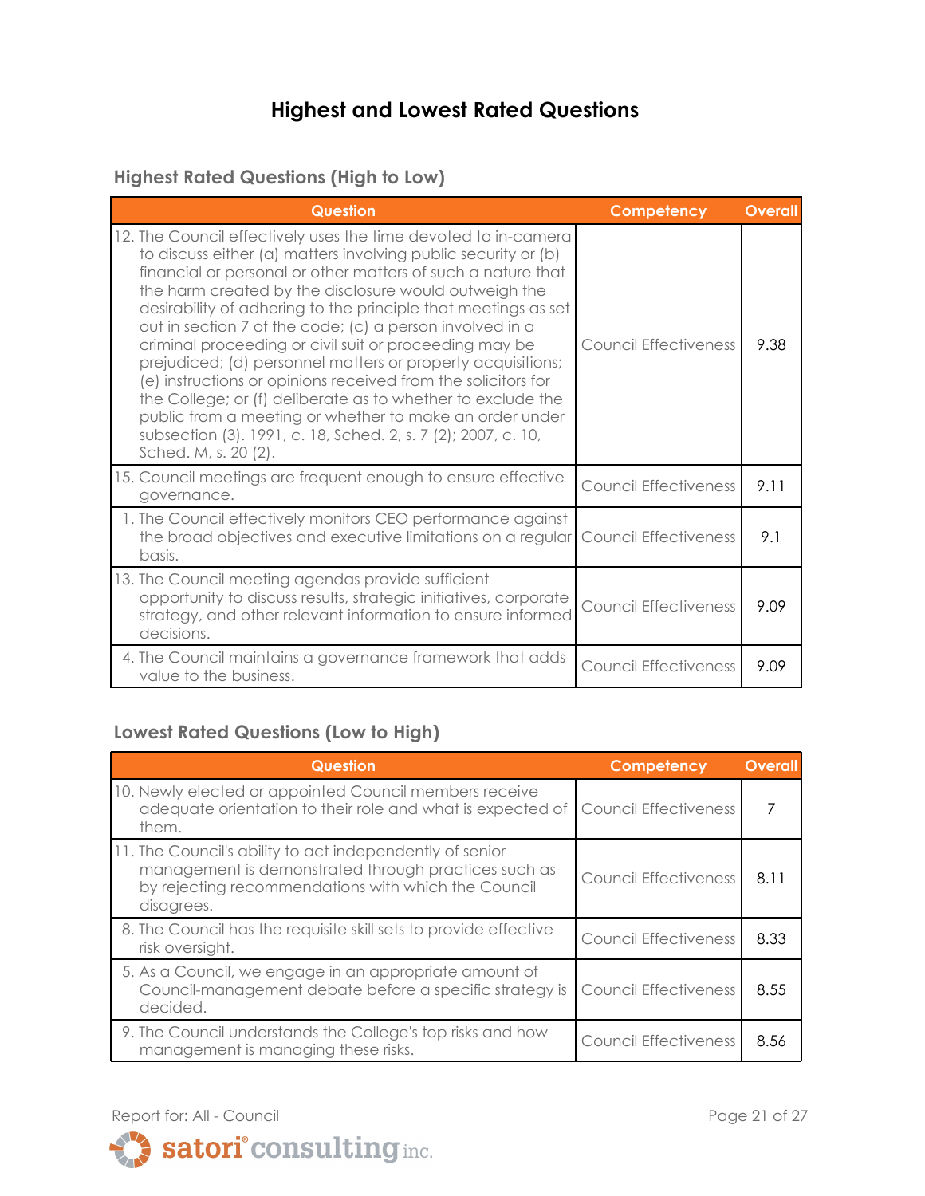# Highest and Lowest Rated Questions

## Highest Rated Questions (High to Low)

| Question | Competency | Overall |
|---|---|---|
| 12. The Council effectively uses the time devoted to in-camera to discuss either (a) matters involving public security or (b) financial or personal or other matters of such a nature that the harm created by the disclosure would outweigh the desirability of adhering to the principle that meetings as set out in section 7 of the code; (c) a person involved in a criminal proceeding or civil suit or proceeding may be prejudiced; (d) personnel matters or property acquisitions; (e) instructions or opinions received from the solicitors for the College; or (f) deliberate as to whether to exclude the public from a meeting or whether to make an order under subsection (3). 1991, c. 18, Sched. 2, s. 7 (2); 2007, c. 10, Sched. M, s. 20 (2). | Council Effectiveness | 9.38 |
| 15. Council meetings are frequent enough to ensure effective governance. | Council Effectiveness | 9.11 |
| 1. The Council effectively monitors CEO performance against the broad objectives and executive limitations on a regular basis. | Council Effectiveness | 9.1 |
| 13. The Council meeting agendas provide sufficient opportunity to discuss results, strategic initiatives, corporate strategy, and other relevant information to ensure informed decisions. | Council Effectiveness | 9.09 |
| 4. The Council maintains a governance framework that adds value to the business. | Council Effectiveness | 9.09 |

## Lowest Rated Questions (Low to High)

| Question | Competency | Overall |
|---|---|---|
| 10. Newly elected or appointed Council members receive adequate orientation to their role and what is expected of them. | Council Effectiveness | 7 |
| 11. The Council's ability to act independently of senior management is demonstrated through practices such as by rejecting recommendations with which the Council disagrees. | Council Effectiveness | 8.11 |
| 8. The Council has the requisite skill sets to provide effective risk oversight. | Council Effectiveness | 8.33 |
| 5. As a Council, we engage in an appropriate amount of Council-management debate before a specific strategy is decided. | Council Effectiveness | 8.55 |
| 9. The Council understands the College's top risks and how management is managing these risks. | Council Effectiveness | 8.56 |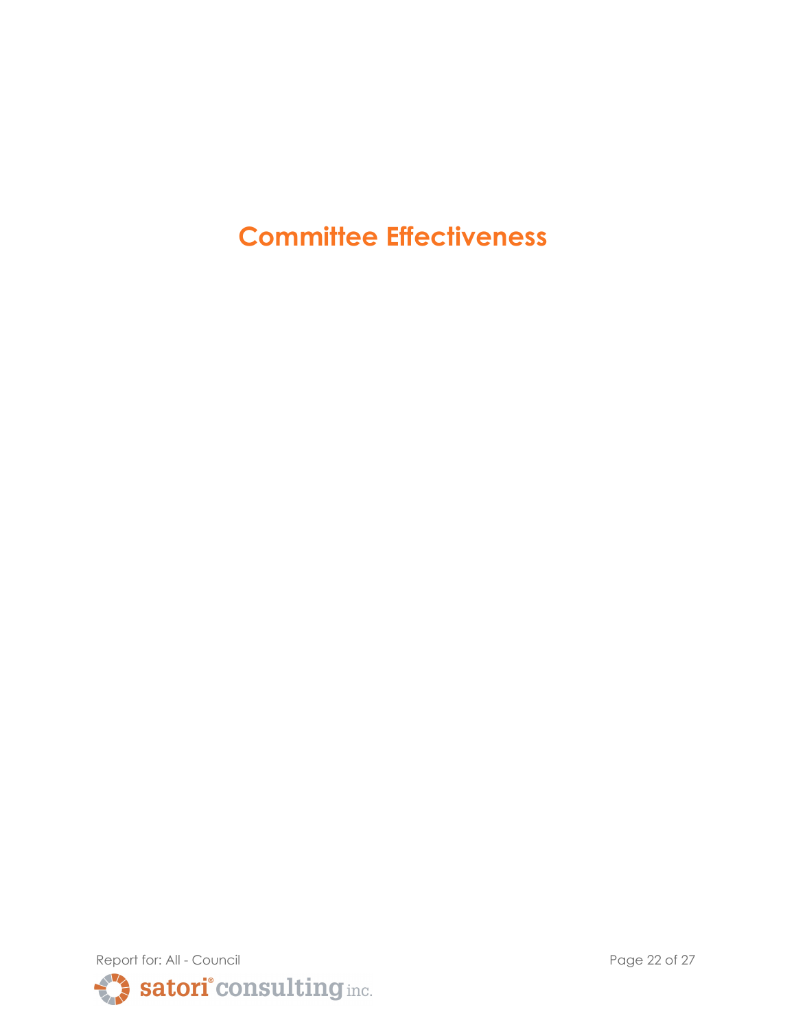# Committee Effectiveness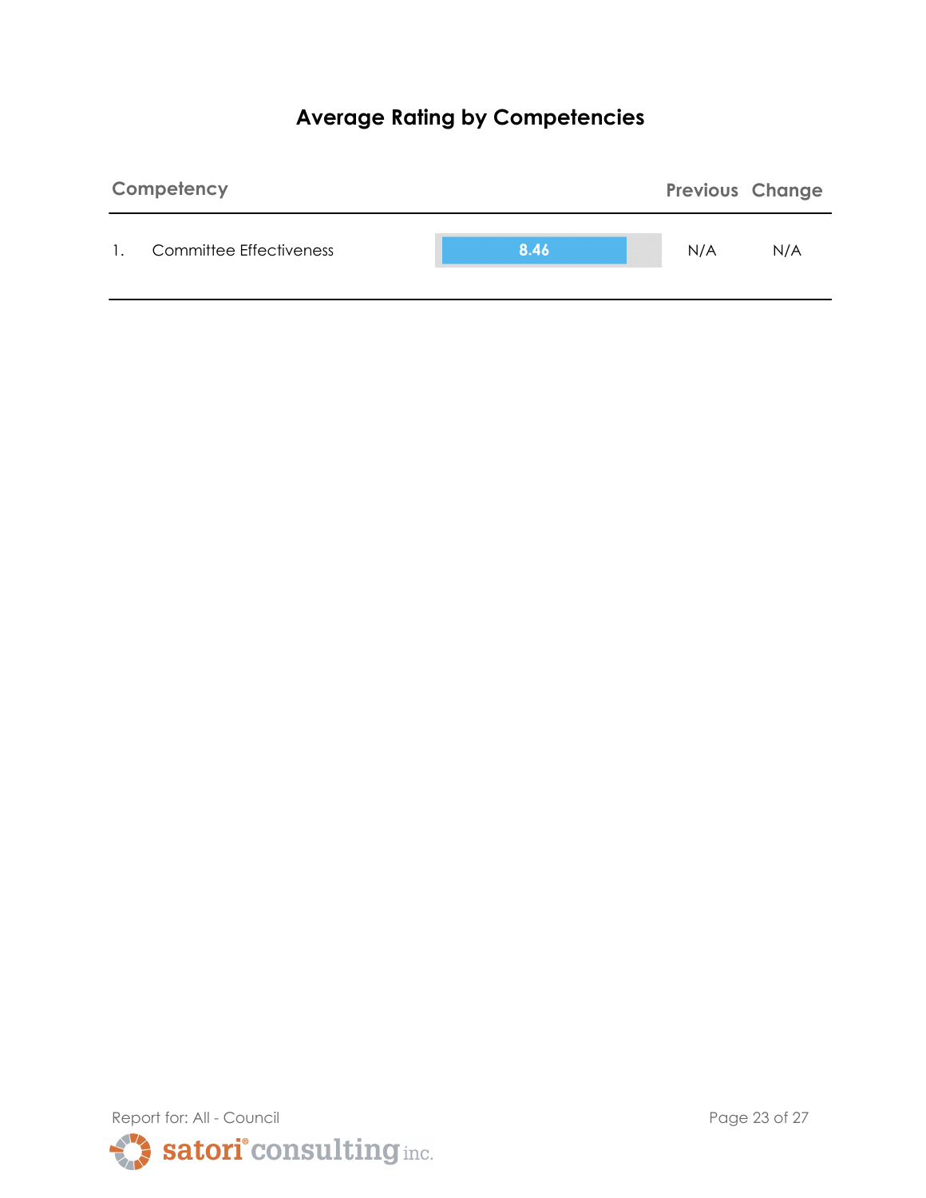## Average Rating by Competencies

| | Competency | | Previous | Change |
|---|---|---|---|---|
| 1. | Committee Effectiveness | 8.46 | N/A | N/A |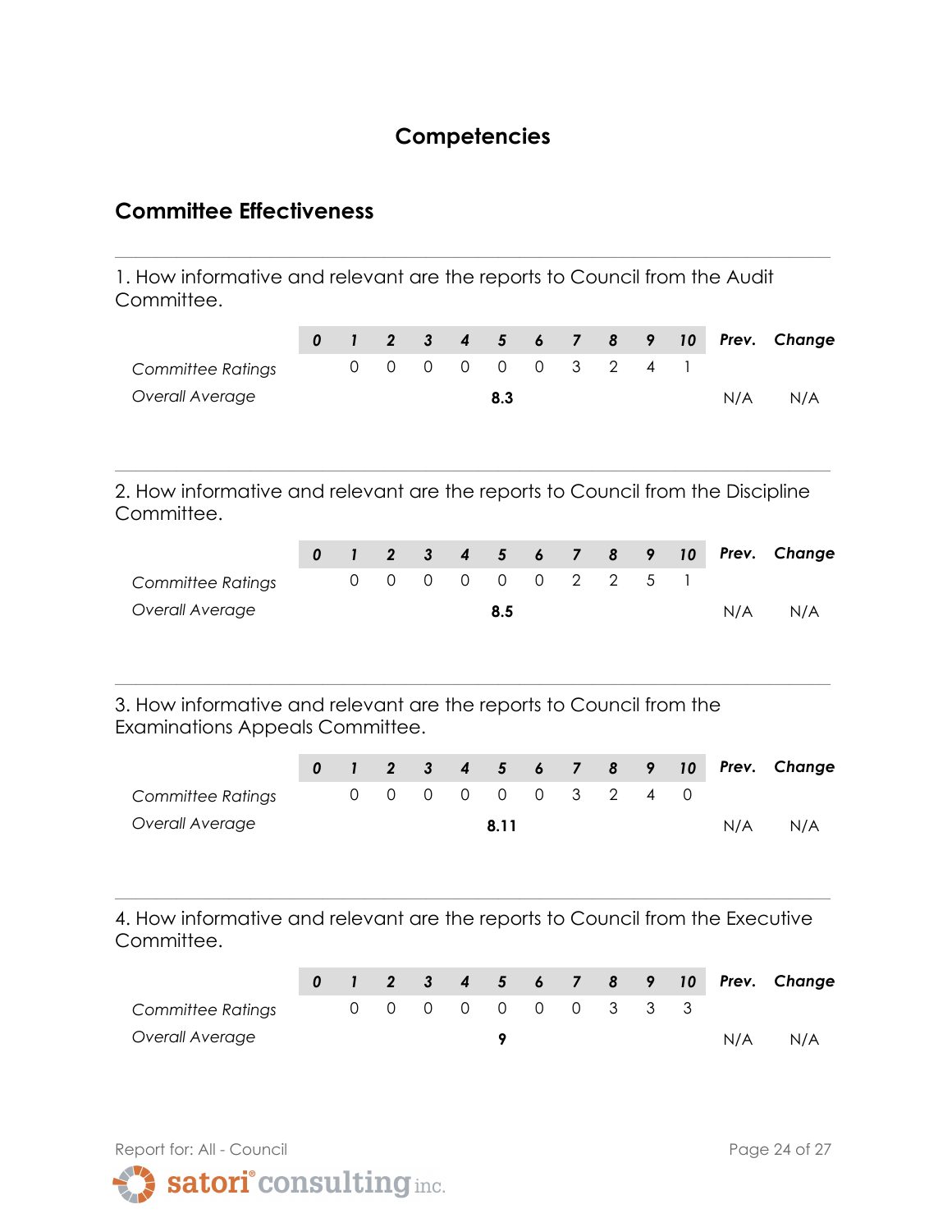# Competencies

## Committee Effectiveness

1. How informative and relevant are the reports to Council from the Audit Committee.

| | 0 | 1 | 2 | 3 | 4 | 5 | 6 | 7 | 8 | 9 | 10 | Prev. | Change |
|---|---|---|---|---|---|---|---|---|---|---|---|---|---|
| *Committee Ratings* | | 0 | 0 | 0 | 0 | 0 | 0 | 3 | 2 | 4 | 1 | | |
| *Overall Average* | | | | | | **8.3** | | | | | | N/A | N/A |

2. How informative and relevant are the reports to Council from the Discipline Committee.

| | 0 | 1 | 2 | 3 | 4 | 5 | 6 | 7 | 8 | 9 | 10 | Prev. | Change |
|---|---|---|---|---|---|---|---|---|---|---|---|---|---|
| *Committee Ratings* | | 0 | 0 | 0 | 0 | 0 | 0 | 2 | 2 | 5 | 1 | | |
| *Overall Average* | | | | | | **8.5** | | | | | | N/A | N/A |

3. How informative and relevant are the reports to Council from the Examinations Appeals Committee.

| | 0 | 1 | 2 | 3 | 4 | 5 | 6 | 7 | 8 | 9 | 10 | Prev. | Change |
|---|---|---|---|---|---|---|---|---|---|---|---|---|---|
| *Committee Ratings* | | 0 | 0 | 0 | 0 | 0 | 0 | 3 | 2 | 4 | 0 | | |
| *Overall Average* | | | | | | **8.11** | | | | | | N/A | N/A |

4. How informative and relevant are the reports to Council from the Executive Committee.

| | 0 | 1 | 2 | 3 | 4 | 5 | 6 | 7 | 8 | 9 | 10 | Prev. | Change |
|---|---|---|---|---|---|---|---|---|---|---|---|---|---|
| *Committee Ratings* | | 0 | 0 | 0 | 0 | 0 | 0 | 0 | 3 | 3 | 3 | | |
| *Overall Average* | | | | | | **9** | | | | | | N/A | N/A |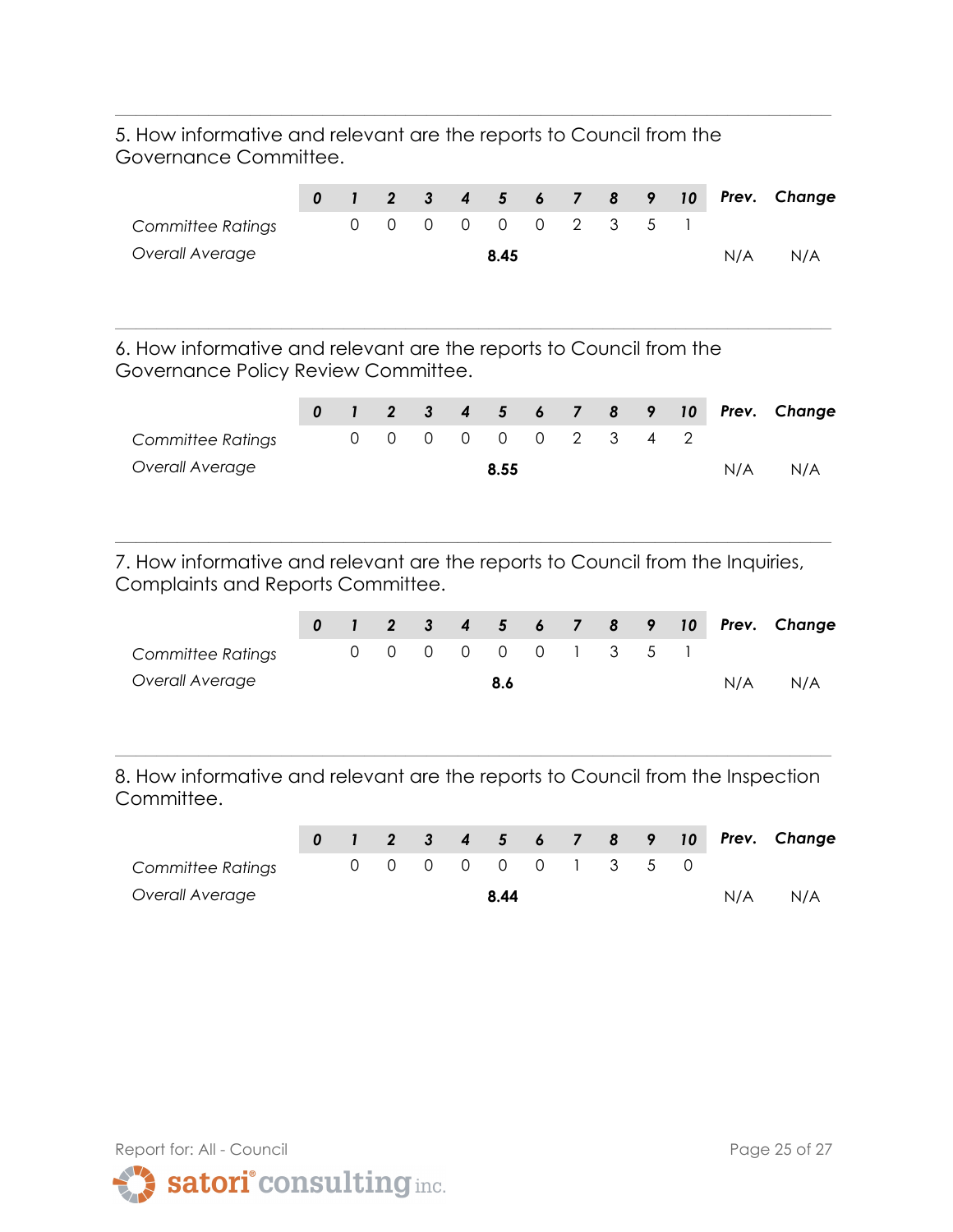5. How informative and relevant are the reports to Council from the Governance Committee.

| | *0* | *1* | *2* | *3* | *4* | *5* | *6* | *7* | *8* | *9* | *10* | *Prev.* | *Change* |
|---|---|---|---|---|---|---|---|---|---|---|---|---|---|
| *Committee Ratings* | | 0 | 0 | 0 | 0 | 0 | 0 | 2 | 3 | 5 | 1 | | |
| *Overall Average* | | | | | | **8.45** | | | | | | N/A | N/A |

6. How informative and relevant are the reports to Council from the Governance Policy Review Committee.

| | *0* | *1* | *2* | *3* | *4* | *5* | *6* | *7* | *8* | *9* | *10* | *Prev.* | *Change* |
|---|---|---|---|---|---|---|---|---|---|---|---|---|---|
| *Committee Ratings* | | 0 | 0 | 0 | 0 | 0 | 0 | 2 | 3 | 4 | 2 | | |
| *Overall Average* | | | | | | **8.55** | | | | | | N/A | N/A |

7. How informative and relevant are the reports to Council from the Inquiries, Complaints and Reports Committee.

| | *0* | *1* | *2* | *3* | *4* | *5* | *6* | *7* | *8* | *9* | *10* | *Prev.* | *Change* |
|---|---|---|---|---|---|---|---|---|---|---|---|---|---|
| *Committee Ratings* | | 0 | 0 | 0 | 0 | 0 | 0 | 1 | 3 | 5 | 1 | | |
| *Overall Average* | | | | | | **8.6** | | | | | | N/A | N/A |

8. How informative and relevant are the reports to Council from the Inspection Committee.

| | *0* | *1* | *2* | *3* | *4* | *5* | *6* | *7* | *8* | *9* | *10* | *Prev.* | *Change* |
|---|---|---|---|---|---|---|---|---|---|---|---|---|---|
| *Committee Ratings* | | 0 | 0 | 0 | 0 | 0 | 0 | 1 | 3 | 5 | 0 | | |
| *Overall Average* | | | | | | **8.44** | | | | | | N/A | N/A |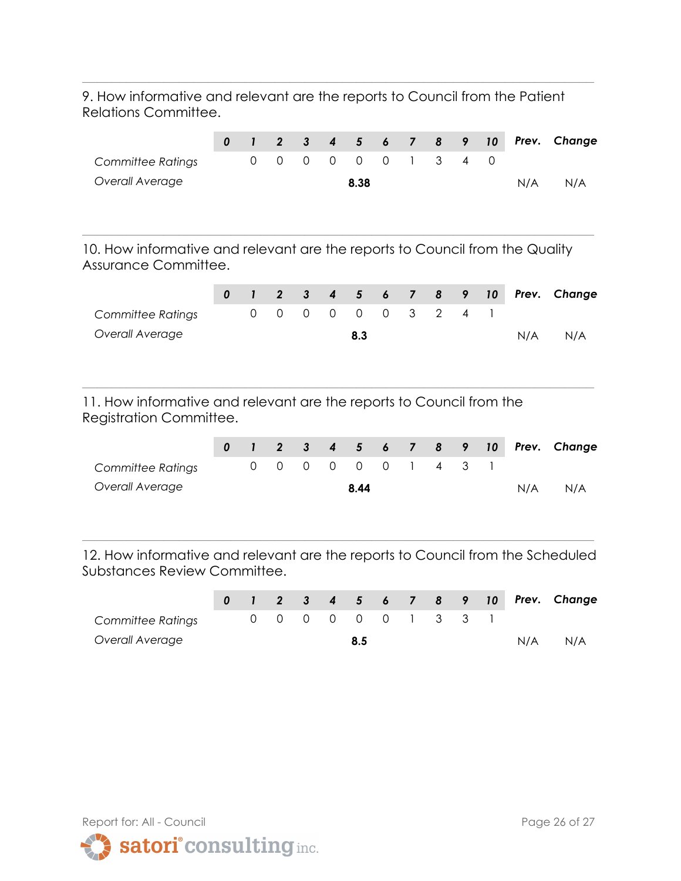9. How informative and relevant are the reports to Council from the Patient Relations Committee.

| | 0 | 1 | 2 | 3 | 4 | 5 | 6 | 7 | 8 | 9 | 10 | Prev. | Change |
|---|---|---|---|---|---|---|---|---|---|---|---|---|---|
| *Committee Ratings* | | 0 | 0 | 0 | 0 | 0 | 0 | 1 | 3 | 4 | 0 | | |
| *Overall Average* | | | | | | **8.38** | | | | | | N/A | N/A |

10. How informative and relevant are the reports to Council from the Quality Assurance Committee.

| | 0 | 1 | 2 | 3 | 4 | 5 | 6 | 7 | 8 | 9 | 10 | Prev. | Change |
|---|---|---|---|---|---|---|---|---|---|---|---|---|---|
| *Committee Ratings* | | 0 | 0 | 0 | 0 | 0 | 0 | 3 | 2 | 4 | 1 | | |
| *Overall Average* | | | | | | **8.3** | | | | | | N/A | N/A |

11. How informative and relevant are the reports to Council from the Registration Committee.

| | 0 | 1 | 2 | 3 | 4 | 5 | 6 | 7 | 8 | 9 | 10 | Prev. | Change |
|---|---|---|---|---|---|---|---|---|---|---|---|---|---|
| *Committee Ratings* | | 0 | 0 | 0 | 0 | 0 | 0 | 1 | 4 | 3 | 1 | | |
| *Overall Average* | | | | | | **8.44** | | | | | | N/A | N/A |

12. How informative and relevant are the reports to Council from the Scheduled Substances Review Committee.

| | 0 | 1 | 2 | 3 | 4 | 5 | 6 | 7 | 8 | 9 | 10 | Prev. | Change |
|---|---|---|---|---|---|---|---|---|---|---|---|---|---|
| *Committee Ratings* | | 0 | 0 | 0 | 0 | 0 | 0 | 1 | 3 | 3 | 1 | | |
| *Overall Average* | | | | | | **8.5** | | | | | | N/A | N/A |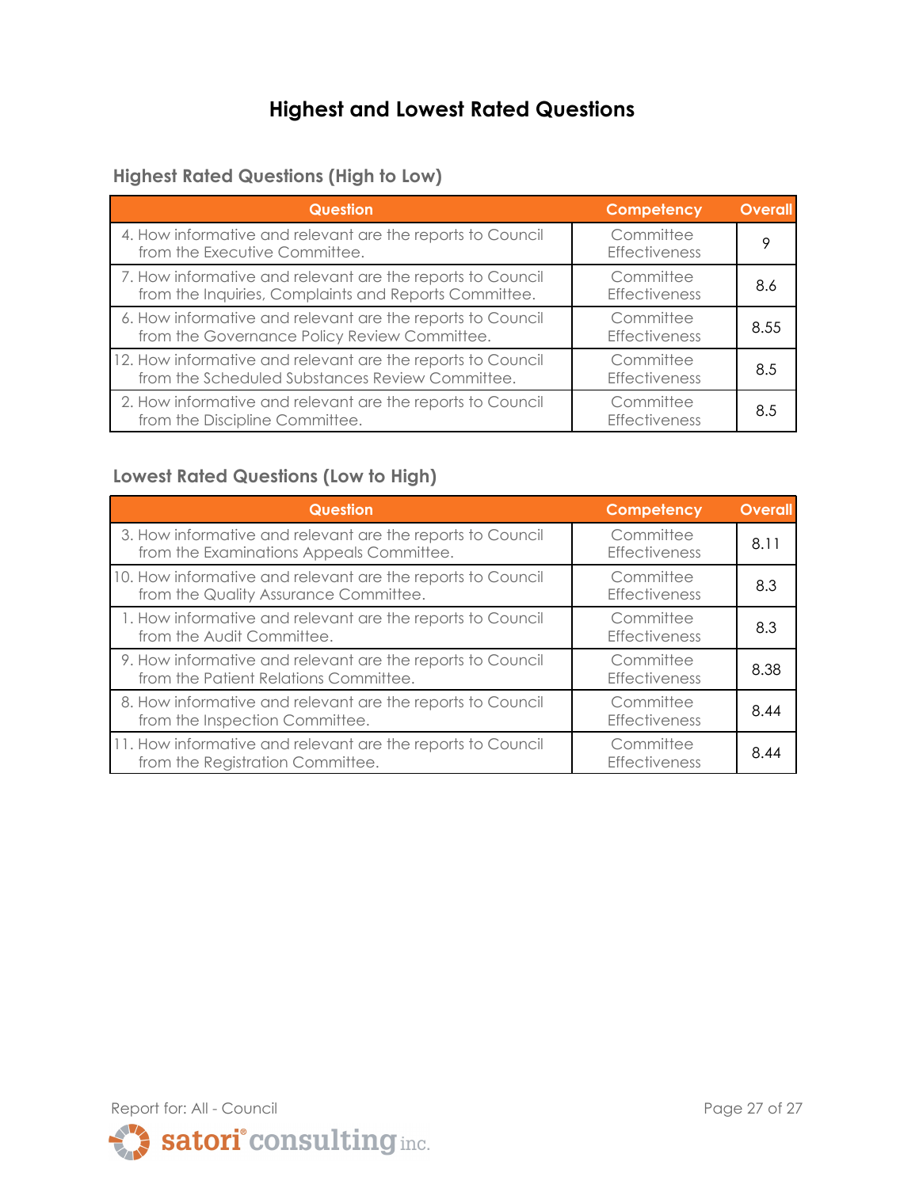# Highest and Lowest Rated Questions

## Highest Rated Questions (High to Low)

| Question | Competency | Overall |
|---|---|---|
| 4. How informative and relevant are the reports to Council from the Executive Committee. | Committee Effectiveness | 9 |
| 7. How informative and relevant are the reports to Council from the Inquiries, Complaints and Reports Committee. | Committee Effectiveness | 8.6 |
| 6. How informative and relevant are the reports to Council from the Governance Policy Review Committee. | Committee Effectiveness | 8.55 |
| 12. How informative and relevant are the reports to Council from the Scheduled Substances Review Committee. | Committee Effectiveness | 8.5 |
| 2. How informative and relevant are the reports to Council from the Discipline Committee. | Committee Effectiveness | 8.5 |

## Lowest Rated Questions (Low to High)

| Question | Competency | Overall |
|---|---|---|
| 3. How informative and relevant are the reports to Council from the Examinations Appeals Committee. | Committee Effectiveness | 8.11 |
| 10. How informative and relevant are the reports to Council from the Quality Assurance Committee. | Committee Effectiveness | 8.3 |
| 1. How informative and relevant are the reports to Council from the Audit Committee. | Committee Effectiveness | 8.3 |
| 9. How informative and relevant are the reports to Council from the Patient Relations Committee. | Committee Effectiveness | 8.38 |
| 8. How informative and relevant are the reports to Council from the Inspection Committee. | Committee Effectiveness | 8.44 |
| 11. How informative and relevant are the reports to Council from the Registration Committee. | Committee Effectiveness | 8.44 |